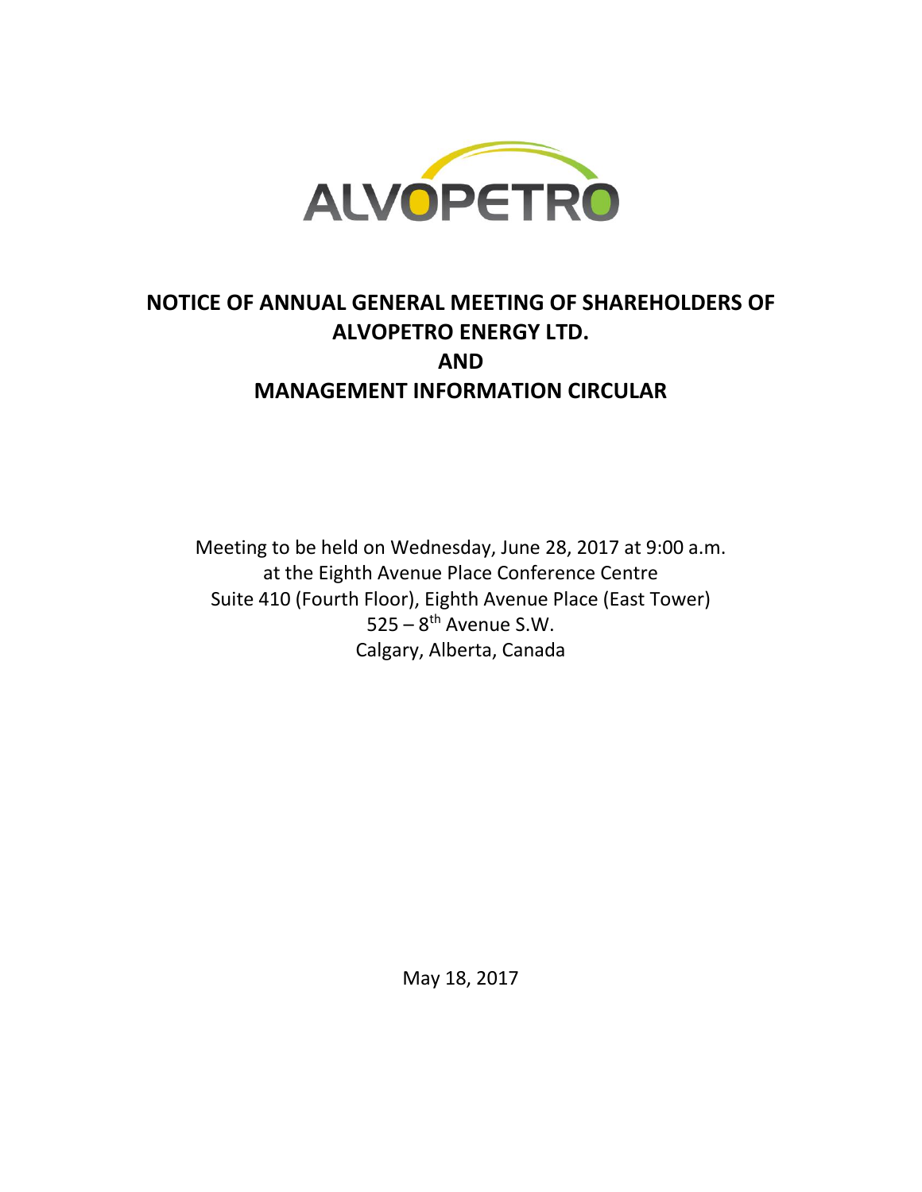ALVOPETRO

# NOTICE OF ANNUAL GENERAL MEETING OF SHAREHOLDERS OF ALVOPETRO ENERGY LTD. AND MANAGEMENT INFORMATION CIRCULAR

Meeting to be held on Wednesday, June 28, 2017 at 9:00 a.m.
at the Eighth Avenue Place Conference Centre
Suite 410 (Fourth Floor), Eighth Avenue Place (East Tower)
525 – 8th Avenue S.W.
Calgary, Alberta, Canada

May 18, 2017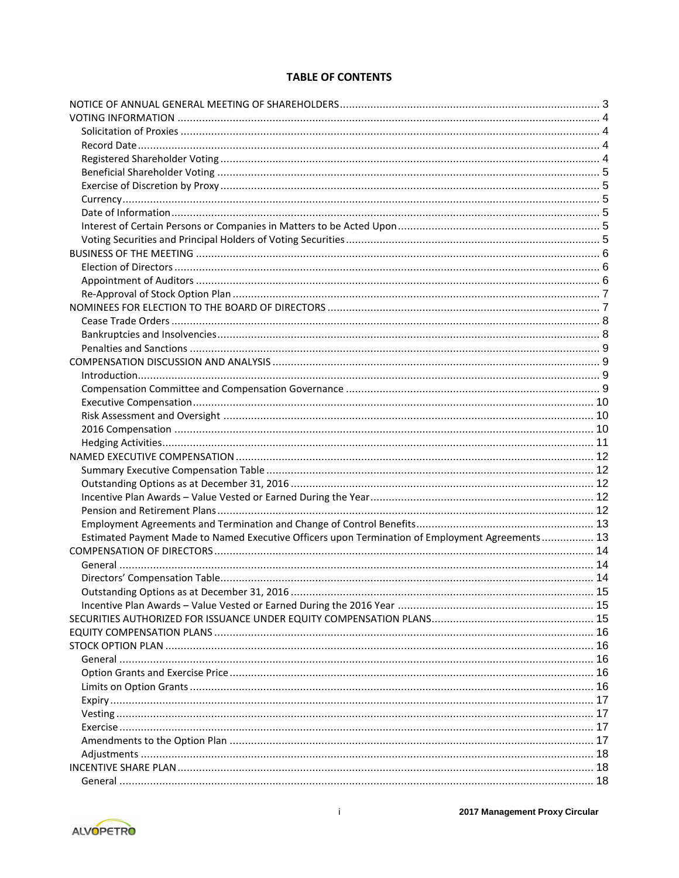## TABLE OF CONTENTS

| | |
|---|---|
| NOTICE OF ANNUAL GENERAL MEETING OF SHAREHOLDERS | 3 |
| VOTING INFORMATION | 4 |
| Solicitation of Proxies | 4 |
| Record Date | 4 |
| Registered Shareholder Voting | 4 |
| Beneficial Shareholder Voting | 5 |
| Exercise of Discretion by Proxy | 5 |
| Currency | 5 |
| Date of Information | 5 |
| Interest of Certain Persons or Companies in Matters to be Acted Upon | 5 |
| Voting Securities and Principal Holders of Voting Securities | 5 |
| BUSINESS OF THE MEETING | 6 |
| Election of Directors | 6 |
| Appointment of Auditors | 6 |
| Re-Approval of Stock Option Plan | 7 |
| NOMINEES FOR ELECTION TO THE BOARD OF DIRECTORS | 7 |
| Cease Trade Orders | 8 |
| Bankruptcies and Insolvencies | 8 |
| Penalties and Sanctions | 9 |
| COMPENSATION DISCUSSION AND ANALYSIS | 9 |
| Introduction | 9 |
| Compensation Committee and Compensation Governance | 9 |
| Executive Compensation | 10 |
| Risk Assessment and Oversight | 10 |
| 2016 Compensation | 10 |
| Hedging Activities | 11 |
| NAMED EXECUTIVE COMPENSATION | 12 |
| Summary Executive Compensation Table | 12 |
| Outstanding Options as at December 31, 2016 | 12 |
| Incentive Plan Awards – Value Vested or Earned During the Year | 12 |
| Pension and Retirement Plans | 12 |
| Employment Agreements and Termination and Change of Control Benefits | 13 |
| Estimated Payment Made to Named Executive Officers upon Termination of Employment Agreements | 13 |
| COMPENSATION OF DIRECTORS | 14 |
| General | 14 |
| Directors' Compensation Table | 14 |
| Outstanding Options as at December 31, 2016 | 15 |
| Incentive Plan Awards – Value Vested or Earned During the 2016 Year | 15 |
| SECURITIES AUTHORIZED FOR ISSUANCE UNDER EQUITY COMPENSATION PLANS | 15 |
| EQUITY COMPENSATION PLANS | 16 |
| STOCK OPTION PLAN | 16 |
| General | 16 |
| Option Grants and Exercise Price | 16 |
| Limits on Option Grants | 16 |
| Expiry | 17 |
| Vesting | 17 |
| Exercise | 17 |
| Amendments to the Option Plan | 17 |
| Adjustments | 18 |
| INCENTIVE SHARE PLAN | 18 |
| General | 18 |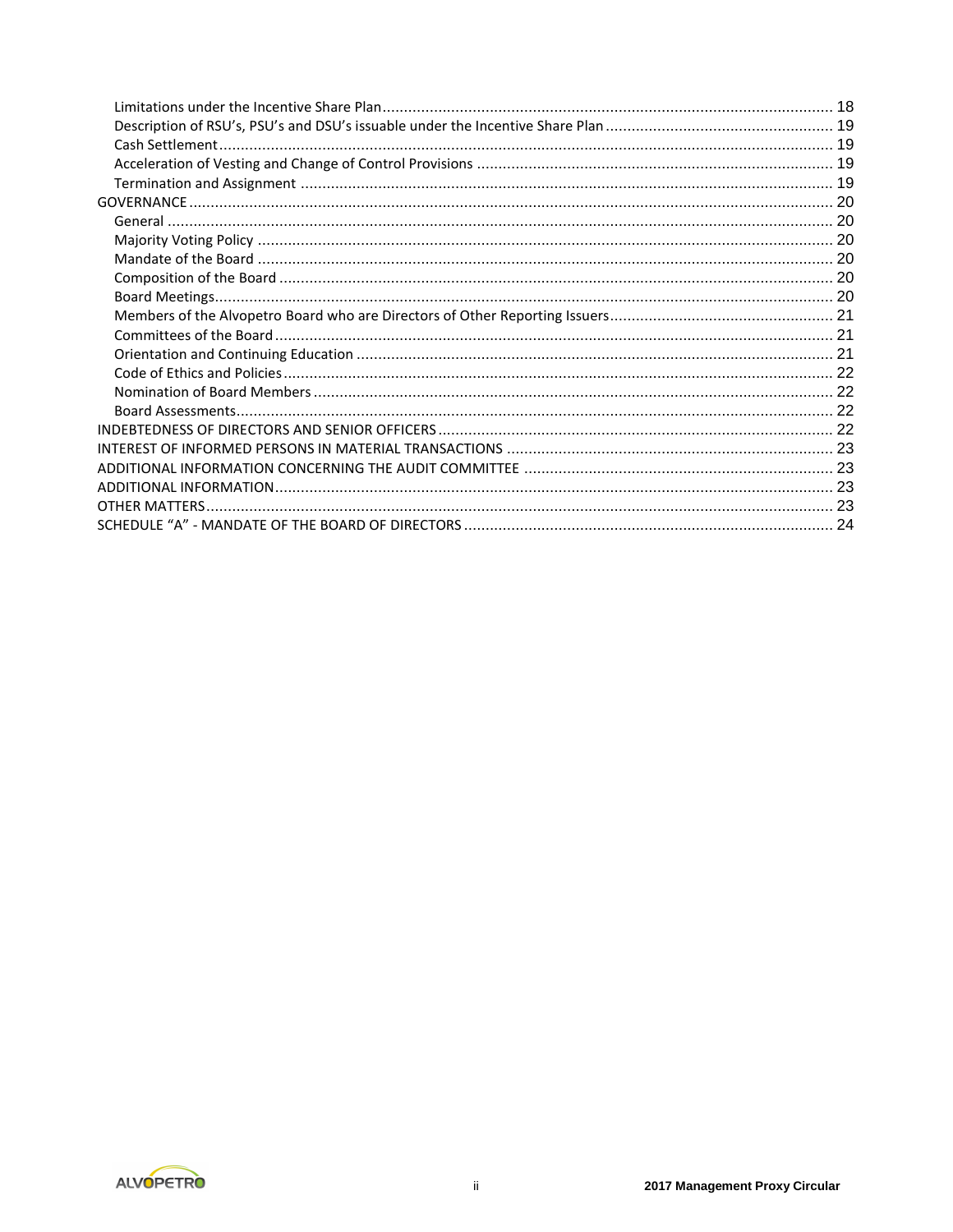Limitations under the Incentive Share Plan ........................................................................................................ 18
Description of RSU's, PSU's and DSU's issuable under the Incentive Share Plan ..................................................... 19
Cash Settlement ............................................................................................................................................. 19
Acceleration of Vesting and Change of Control Provisions .................................................................................. 19
Termination and Assignment ............................................................................................................................ 19
GOVERNANCE ..................................................................................................................................................... 20
General ........................................................................................................................................................... 20
Majority Voting Policy ...................................................................................................................................... 20
Mandate of the Board ...................................................................................................................................... 20
Composition of the Board ................................................................................................................................ 20
Board Meetings ................................................................................................................................................ 20
Members of the Alvopetro Board who are Directors of Other Reporting Issuers .................................................... 21
Committees of the Board .................................................................................................................................. 21
Orientation and Continuing Education ............................................................................................................... 21
Code of Ethics and Policies ................................................................................................................................ 22
Nomination of Board Members ........................................................................................................................ 22
Board Assessments ........................................................................................................................................... 22
INDEBTEDNESS OF DIRECTORS AND SENIOR OFFICERS ........................................................................................... 22
INTEREST OF INFORMED PERSONS IN MATERIAL TRANSACTIONS ............................................................................ 23
ADDITIONAL INFORMATION CONCERNING THE AUDIT COMMITTEE ........................................................................ 23
ADDITIONAL INFORMATION ................................................................................................................................. 23
OTHER MATTERS ................................................................................................................................................. 23
SCHEDULE "A" - MANDATE OF THE BOARD OF DIRECTORS ...................................................................................... 24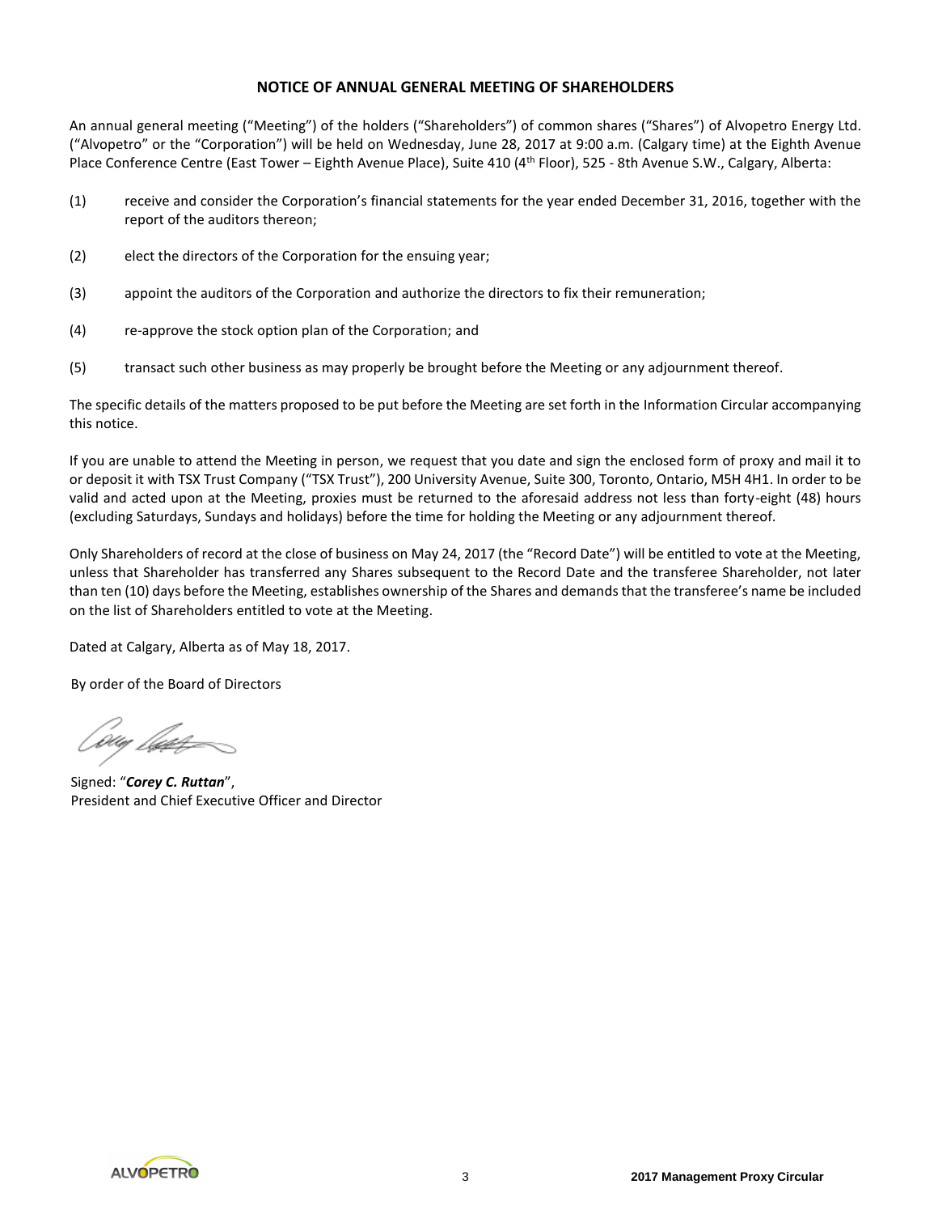## NOTICE OF ANNUAL GENERAL MEETING OF SHAREHOLDERS

An annual general meeting ("Meeting") of the holders ("Shareholders") of common shares ("Shares") of Alvopetro Energy Ltd. ("Alvopetro" or the "Corporation") will be held on Wednesday, June 28, 2017 at 9:00 a.m. (Calgary time) at the Eighth Avenue Place Conference Centre (East Tower – Eighth Avenue Place), Suite 410 (4th Floor), 525 - 8th Avenue S.W., Calgary, Alberta:

(1) receive and consider the Corporation's financial statements for the year ended December 31, 2016, together with the report of the auditors thereon;

(2) elect the directors of the Corporation for the ensuing year;

(3) appoint the auditors of the Corporation and authorize the directors to fix their remuneration;

(4) re-approve the stock option plan of the Corporation; and

(5) transact such other business as may properly be brought before the Meeting or any adjournment thereof.

The specific details of the matters proposed to be put before the Meeting are set forth in the Information Circular accompanying this notice.

If you are unable to attend the Meeting in person, we request that you date and sign the enclosed form of proxy and mail it to or deposit it with TSX Trust Company ("TSX Trust"), 200 University Avenue, Suite 300, Toronto, Ontario, M5H 4H1. In order to be valid and acted upon at the Meeting, proxies must be returned to the aforesaid address not less than forty-eight (48) hours (excluding Saturdays, Sundays and holidays) before the time for holding the Meeting or any adjournment thereof.

Only Shareholders of record at the close of business on May 24, 2017 (the "Record Date") will be entitled to vote at the Meeting, unless that Shareholder has transferred any Shares subsequent to the Record Date and the transferee Shareholder, not later than ten (10) days before the Meeting, establishes ownership of the Shares and demands that the transferee's name be included on the list of Shareholders entitled to vote at the Meeting.

Dated at Calgary, Alberta as of May 18, 2017.

By order of the Board of Directors

Signed: "***Corey C. Ruttan***",
President and Chief Executive Officer and Director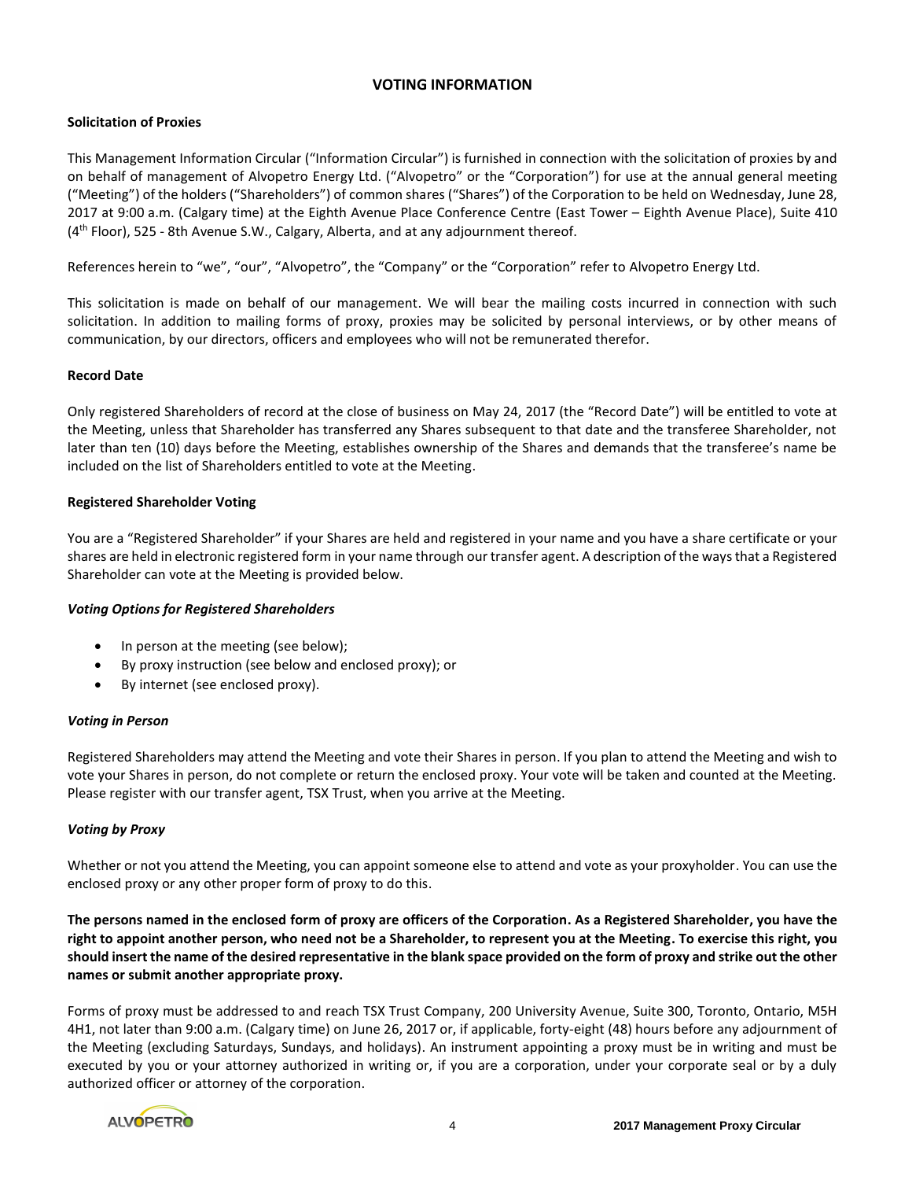# VOTING INFORMATION

**Solicitation of Proxies**

This Management Information Circular ("Information Circular") is furnished in connection with the solicitation of proxies by and on behalf of management of Alvopetro Energy Ltd. ("Alvopetro" or the "Corporation") for use at the annual general meeting ("Meeting") of the holders ("Shareholders") of common shares ("Shares") of the Corporation to be held on Wednesday, June 28, 2017 at 9:00 a.m. (Calgary time) at the Eighth Avenue Place Conference Centre (East Tower – Eighth Avenue Place), Suite 410 (4th Floor), 525 - 8th Avenue S.W., Calgary, Alberta, and at any adjournment thereof.

References herein to "we", "our", "Alvopetro", the "Company" or the "Corporation" refer to Alvopetro Energy Ltd.

This solicitation is made on behalf of our management. We will bear the mailing costs incurred in connection with such solicitation. In addition to mailing forms of proxy, proxies may be solicited by personal interviews, or by other means of communication, by our directors, officers and employees who will not be remunerated therefor.

**Record Date**

Only registered Shareholders of record at the close of business on May 24, 2017 (the "Record Date") will be entitled to vote at the Meeting, unless that Shareholder has transferred any Shares subsequent to that date and the transferee Shareholder, not later than ten (10) days before the Meeting, establishes ownership of the Shares and demands that the transferee's name be included on the list of Shareholders entitled to vote at the Meeting.

**Registered Shareholder Voting**

You are a "Registered Shareholder" if your Shares are held and registered in your name and you have a share certificate or your shares are held in electronic registered form in your name through our transfer agent. A description of the ways that a Registered Shareholder can vote at the Meeting is provided below.

***Voting Options for Registered Shareholders***

- In person at the meeting (see below);
- By proxy instruction (see below and enclosed proxy); or
- By internet (see enclosed proxy).

***Voting in Person***

Registered Shareholders may attend the Meeting and vote their Shares in person. If you plan to attend the Meeting and wish to vote your Shares in person, do not complete or return the enclosed proxy. Your vote will be taken and counted at the Meeting. Please register with our transfer agent, TSX Trust, when you arrive at the Meeting.

***Voting by Proxy***

Whether or not you attend the Meeting, you can appoint someone else to attend and vote as your proxyholder. You can use the enclosed proxy or any other proper form of proxy to do this.

**The persons named in the enclosed form of proxy are officers of the Corporation. As a Registered Shareholder, you have the right to appoint another person, who need not be a Shareholder, to represent you at the Meeting. To exercise this right, you should insert the name of the desired representative in the blank space provided on the form of proxy and strike out the other names or submit another appropriate proxy.**

Forms of proxy must be addressed to and reach TSX Trust Company, 200 University Avenue, Suite 300, Toronto, Ontario, M5H 4H1, not later than 9:00 a.m. (Calgary time) on June 26, 2017 or, if applicable, forty-eight (48) hours before any adjournment of the Meeting (excluding Saturdays, Sundays, and holidays). An instrument appointing a proxy must be in writing and must be executed by you or your attorney authorized in writing or, if you are a corporation, under your corporate seal or by a duly authorized officer or attorney of the corporation.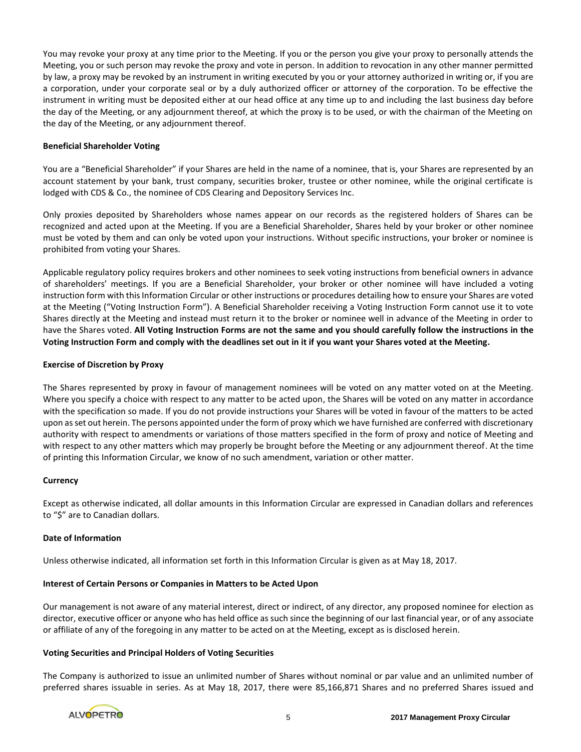You may revoke your proxy at any time prior to the Meeting. If you or the person you give your proxy to personally attends the Meeting, you or such person may revoke the proxy and vote in person. In addition to revocation in any other manner permitted by law, a proxy may be revoked by an instrument in writing executed by you or your attorney authorized in writing or, if you are a corporation, under your corporate seal or by a duly authorized officer or attorney of the corporation. To be effective the instrument in writing must be deposited either at our head office at any time up to and including the last business day before the day of the Meeting, or any adjournment thereof, at which the proxy is to be used, or with the chairman of the Meeting on the day of the Meeting, or any adjournment thereof.

**Beneficial Shareholder Voting**

You are a "Beneficial Shareholder" if your Shares are held in the name of a nominee, that is, your Shares are represented by an account statement by your bank, trust company, securities broker, trustee or other nominee, while the original certificate is lodged with CDS & Co., the nominee of CDS Clearing and Depository Services Inc.

Only proxies deposited by Shareholders whose names appear on our records as the registered holders of Shares can be recognized and acted upon at the Meeting. If you are a Beneficial Shareholder, Shares held by your broker or other nominee must be voted by them and can only be voted upon your instructions. Without specific instructions, your broker or nominee is prohibited from voting your Shares.

Applicable regulatory policy requires brokers and other nominees to seek voting instructions from beneficial owners in advance of shareholders' meetings. If you are a Beneficial Shareholder, your broker or other nominee will have included a voting instruction form with this Information Circular or other instructions or procedures detailing how to ensure your Shares are voted at the Meeting ("Voting Instruction Form"). A Beneficial Shareholder receiving a Voting Instruction Form cannot use it to vote Shares directly at the Meeting and instead must return it to the broker or nominee well in advance of the Meeting in order to have the Shares voted. **All Voting Instruction Forms are not the same and you should carefully follow the instructions in the Voting Instruction Form and comply with the deadlines set out in it if you want your Shares voted at the Meeting.**

**Exercise of Discretion by Proxy**

The Shares represented by proxy in favour of management nominees will be voted on any matter voted on at the Meeting. Where you specify a choice with respect to any matter to be acted upon, the Shares will be voted on any matter in accordance with the specification so made. If you do not provide instructions your Shares will be voted in favour of the matters to be acted upon as set out herein. The persons appointed under the form of proxy which we have furnished are conferred with discretionary authority with respect to amendments or variations of those matters specified in the form of proxy and notice of Meeting and with respect to any other matters which may properly be brought before the Meeting or any adjournment thereof. At the time of printing this Information Circular, we know of no such amendment, variation or other matter.

**Currency**

Except as otherwise indicated, all dollar amounts in this Information Circular are expressed in Canadian dollars and references to "$" are to Canadian dollars.

**Date of Information**

Unless otherwise indicated, all information set forth in this Information Circular is given as at May 18, 2017.

**Interest of Certain Persons or Companies in Matters to be Acted Upon**

Our management is not aware of any material interest, direct or indirect, of any director, any proposed nominee for election as director, executive officer or anyone who has held office as such since the beginning of our last financial year, or of any associate or affiliate of any of the foregoing in any matter to be acted on at the Meeting, except as is disclosed herein.

**Voting Securities and Principal Holders of Voting Securities**

The Company is authorized to issue an unlimited number of Shares without nominal or par value and an unlimited number of preferred shares issuable in series. As at May 18, 2017, there were 85,166,871 Shares and no preferred Shares issued and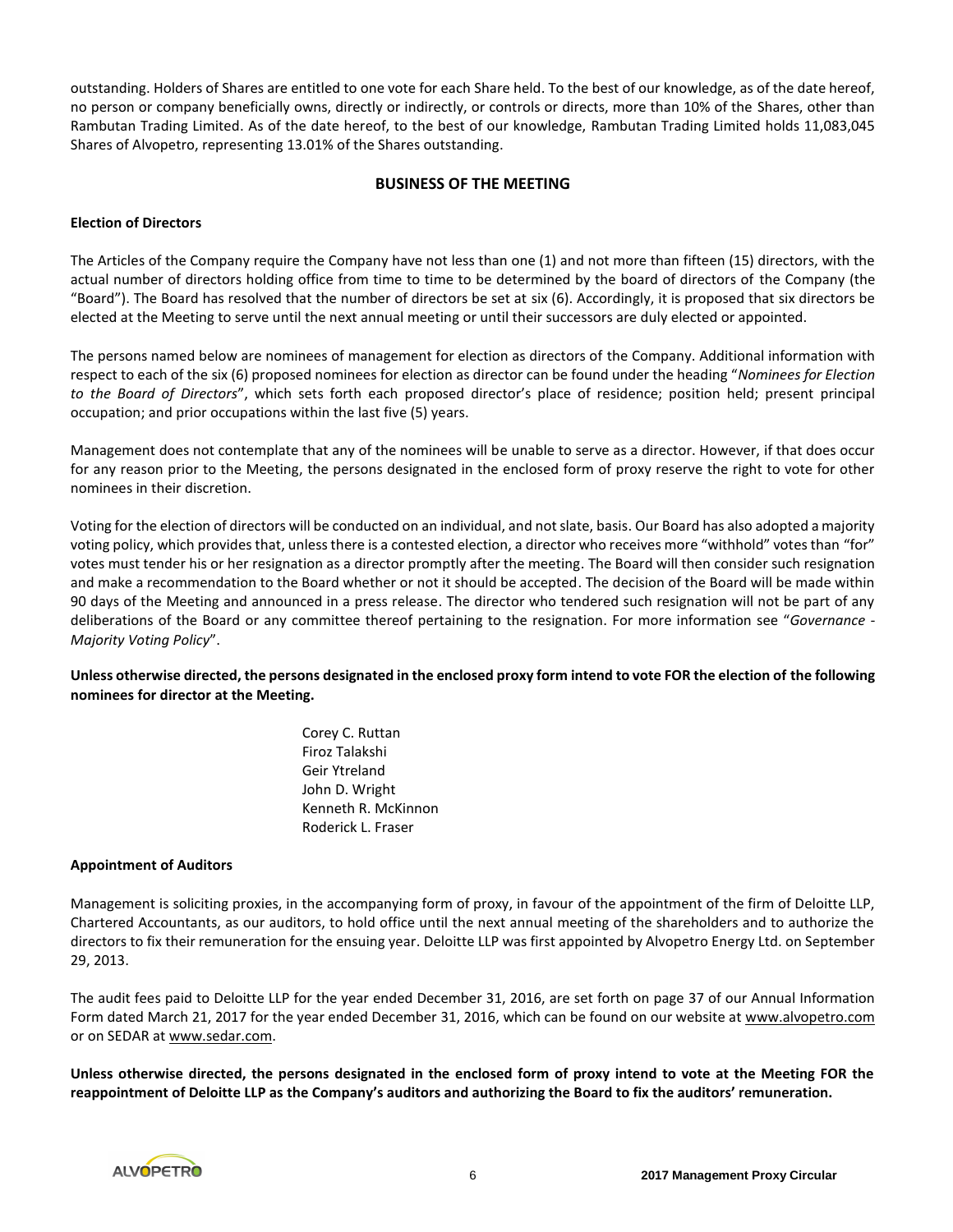outstanding. Holders of Shares are entitled to one vote for each Share held. To the best of our knowledge, as of the date hereof, no person or company beneficially owns, directly or indirectly, or controls or directs, more than 10% of the Shares, other than Rambutan Trading Limited. As of the date hereof, to the best of our knowledge, Rambutan Trading Limited holds 11,083,045 Shares of Alvopetro, representing 13.01% of the Shares outstanding.

## BUSINESS OF THE MEETING

### Election of Directors

The Articles of the Company require the Company have not less than one (1) and not more than fifteen (15) directors, with the actual number of directors holding office from time to time to be determined by the board of directors of the Company (the "Board"). The Board has resolved that the number of directors be set at six (6). Accordingly, it is proposed that six directors be elected at the Meeting to serve until the next annual meeting or until their successors are duly elected or appointed.

The persons named below are nominees of management for election as directors of the Company. Additional information with respect to each of the six (6) proposed nominees for election as director can be found under the heading "*Nominees for Election to the Board of Directors*", which sets forth each proposed director's place of residence; position held; present principal occupation; and prior occupations within the last five (5) years.

Management does not contemplate that any of the nominees will be unable to serve as a director. However, if that does occur for any reason prior to the Meeting, the persons designated in the enclosed form of proxy reserve the right to vote for other nominees in their discretion.

Voting for the election of directors will be conducted on an individual, and not slate, basis. Our Board has also adopted a majority voting policy, which provides that, unless there is a contested election, a director who receives more "withhold" votes than "for" votes must tender his or her resignation as a director promptly after the meeting. The Board will then consider such resignation and make a recommendation to the Board whether or not it should be accepted. The decision of the Board will be made within 90 days of the Meeting and announced in a press release. The director who tendered such resignation will not be part of any deliberations of the Board or any committee thereof pertaining to the resignation. For more information see "*Governance - Majority Voting Policy*".

**Unless otherwise directed, the persons designated in the enclosed proxy form intend to vote FOR the election of the following nominees for director at the Meeting.**

Corey C. Ruttan
Firoz Talakshi
Geir Ytreland
John D. Wright
Kenneth R. McKinnon
Roderick L. Fraser

### Appointment of Auditors

Management is soliciting proxies, in the accompanying form of proxy, in favour of the appointment of the firm of Deloitte LLP, Chartered Accountants, as our auditors, to hold office until the next annual meeting of the shareholders and to authorize the directors to fix their remuneration for the ensuing year. Deloitte LLP was first appointed by Alvopetro Energy Ltd. on September 29, 2013.

The audit fees paid to Deloitte LLP for the year ended December 31, 2016, are set forth on page 37 of our Annual Information Form dated March 21, 2017 for the year ended December 31, 2016, which can be found on our website at www.alvopetro.com or on SEDAR at www.sedar.com.

**Unless otherwise directed, the persons designated in the enclosed form of proxy intend to vote at the Meeting FOR the reappointment of Deloitte LLP as the Company's auditors and authorizing the Board to fix the auditors' remuneration.**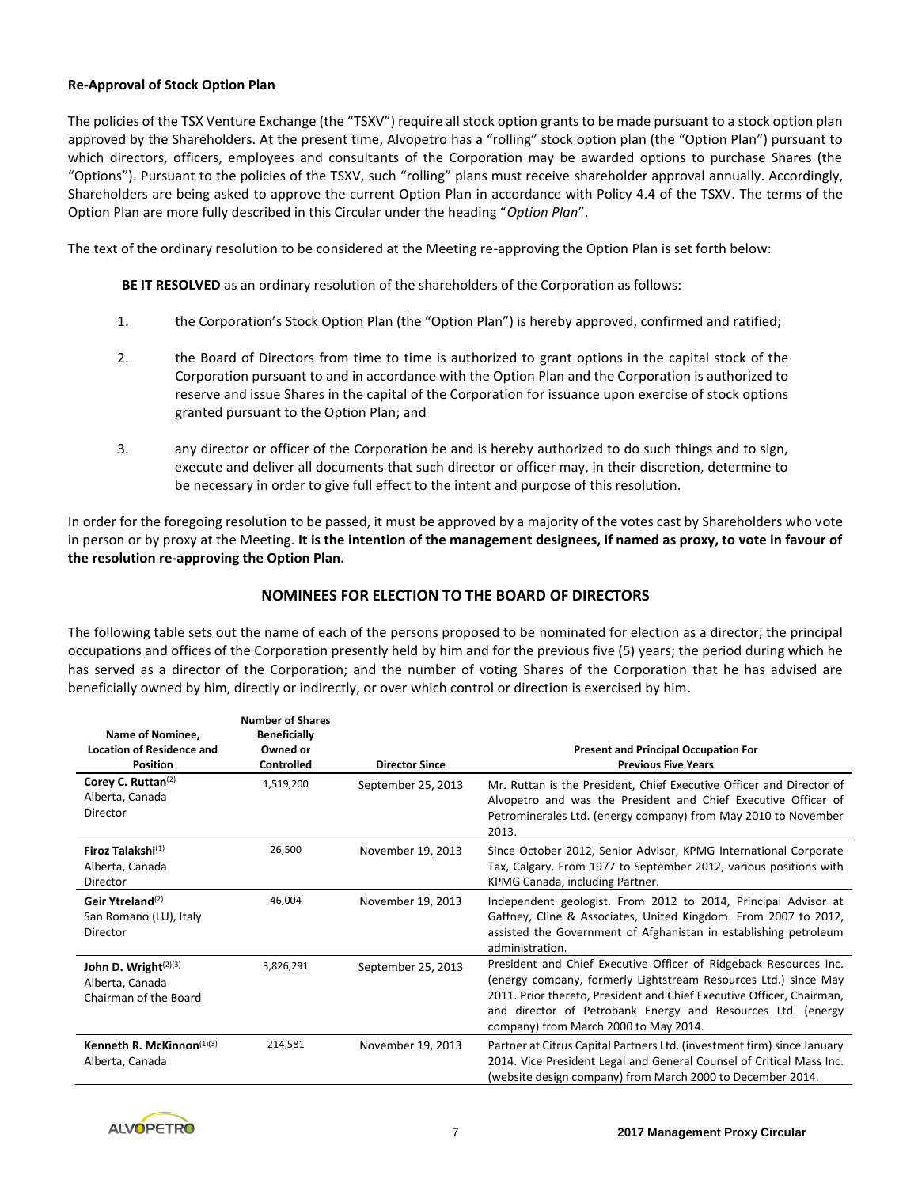**Re-Approval of Stock Option Plan**

The policies of the TSX Venture Exchange (the "TSXV") require all stock option grants to be made pursuant to a stock option plan approved by the Shareholders. At the present time, Alvopetro has a "rolling" stock option plan (the "Option Plan") pursuant to which directors, officers, employees and consultants of the Corporation may be awarded options to purchase Shares (the "Options"). Pursuant to the policies of the TSXV, such "rolling" plans must receive shareholder approval annually. Accordingly, Shareholders are being asked to approve the current Option Plan in accordance with Policy 4.4 of the TSXV. The terms of the Option Plan are more fully described in this Circular under the heading "*Option Plan*".

The text of the ordinary resolution to be considered at the Meeting re-approving the Option Plan is set forth below:

**BE IT RESOLVED** as an ordinary resolution of the shareholders of the Corporation as follows:

1. the Corporation's Stock Option Plan (the "Option Plan") is hereby approved, confirmed and ratified;
2. the Board of Directors from time to time is authorized to grant options in the capital stock of the Corporation pursuant to and in accordance with the Option Plan and the Corporation is authorized to reserve and issue Shares in the capital of the Corporation for issuance upon exercise of stock options granted pursuant to the Option Plan; and
3. any director or officer of the Corporation be and is hereby authorized to do such things and to sign, execute and deliver all documents that such director or officer may, in their discretion, determine to be necessary in order to give full effect to the intent and purpose of this resolution.

In order for the foregoing resolution to be passed, it must be approved by a majority of the votes cast by Shareholders who vote in person or by proxy at the Meeting. **It is the intention of the management designees, if named as proxy, to vote in favour of the resolution re-approving the Option Plan.**

## NOMINEES FOR ELECTION TO THE BOARD OF DIRECTORS

The following table sets out the name of each of the persons proposed to be nominated for election as a director; the principal occupations and offices of the Corporation presently held by him and for the previous five (5) years; the period during which he has served as a director of the Corporation; and the number of voting Shares of the Corporation that he has advised are beneficially owned by him, directly or indirectly, or over which control or direction is exercised by him.

| Name of Nominee, Location of Residence and Position | Number of Shares Beneficially Owned or Controlled | Director Since | Present and Principal Occupation For Previous Five Years |
|---|---|---|---|
| **Corey C. Ruttan**(2)<br>Alberta, Canada<br>Director | 1,519,200 | September 25, 2013 | Mr. Ruttan is the President, Chief Executive Officer and Director of Alvopetro and was the President and Chief Executive Officer of Petrominerales Ltd. (energy company) from May 2010 to November 2013. |
| **Firoz Talakshi**(1)<br>Alberta, Canada<br>Director | 26,500 | November 19, 2013 | Since October 2012, Senior Advisor, KPMG International Corporate Tax, Calgary. From 1977 to September 2012, various positions with KPMG Canada, including Partner. |
| **Geir Ytreland**(2)<br>San Romano (LU), Italy<br>Director | 46,004 | November 19, 2013 | Independent geologist. From 2012 to 2014, Principal Advisor at Gaffney, Cline & Associates, United Kingdom. From 2007 to 2012, assisted the Government of Afghanistan in establishing petroleum administration. |
| **John D. Wright**(2)(3)<br>Alberta, Canada<br>Chairman of the Board | 3,826,291 | September 25, 2013 | President and Chief Executive Officer of Ridgeback Resources Inc. (energy company, formerly Lightstream Resources Ltd.) since May 2011. Prior thereto, President and Chief Executive Officer, Chairman, and director of Petrobank Energy and Resources Ltd. (energy company) from March 2000 to May 2014. |
| **Kenneth R. McKinnon**(1)(3)<br>Alberta, Canada | 214,581 | November 19, 2013 | Partner at Citrus Capital Partners Ltd. (investment firm) since January 2014. Vice President Legal and General Counsel of Critical Mass Inc. (website design company) from March 2000 to December 2014. |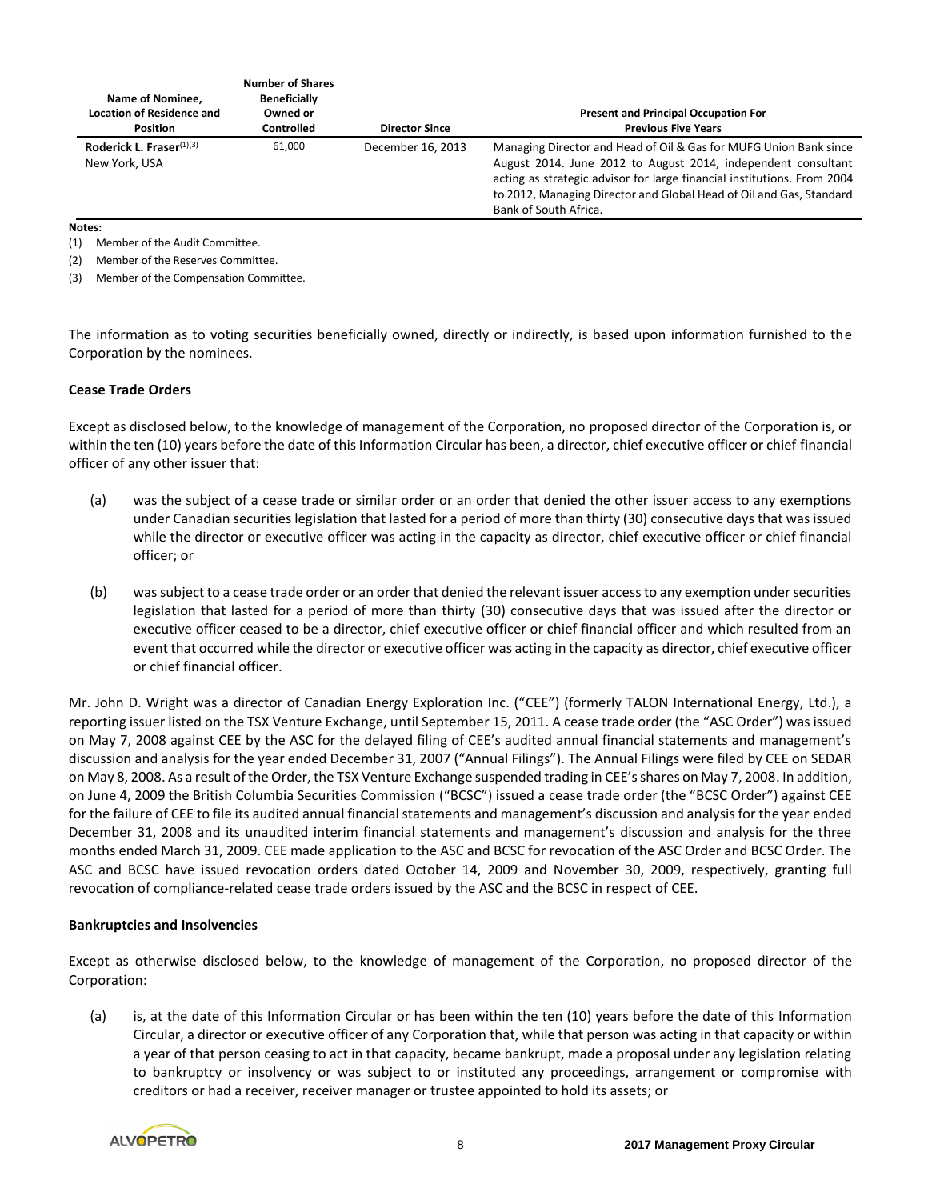| Name of Nominee, Location of Residence and Position | Number of Shares Beneficially Owned or Controlled | Director Since | Present and Principal Occupation For Previous Five Years |
|---|---|---|---|
| **Roderick L. Fraser**[(1)(3)] New York, USA | 61,000 | December 16, 2013 | Managing Director and Head of Oil & Gas for MUFG Union Bank since August 2014. June 2012 to August 2014, independent consultant acting as strategic advisor for large financial institutions. From 2004 to 2012, Managing Director and Global Head of Oil and Gas, Standard Bank of South Africa. |

**Notes:**

(1) Member of the Audit Committee.

(2) Member of the Reserves Committee.

(3) Member of the Compensation Committee.

The information as to voting securities beneficially owned, directly or indirectly, is based upon information furnished to the Corporation by the nominees.

**Cease Trade Orders**

Except as disclosed below, to the knowledge of management of the Corporation, no proposed director of the Corporation is, or within the ten (10) years before the date of this Information Circular has been, a director, chief executive officer or chief financial officer of any other issuer that:

(a) was the subject of a cease trade or similar order or an order that denied the other issuer access to any exemptions under Canadian securities legislation that lasted for a period of more than thirty (30) consecutive days that was issued while the director or executive officer was acting in the capacity as director, chief executive officer or chief financial officer; or

(b) was subject to a cease trade order or an order that denied the relevant issuer access to any exemption under securities legislation that lasted for a period of more than thirty (30) consecutive days that was issued after the director or executive officer ceased to be a director, chief executive officer or chief financial officer and which resulted from an event that occurred while the director or executive officer was acting in the capacity as director, chief executive officer or chief financial officer.

Mr. John D. Wright was a director of Canadian Energy Exploration Inc. ("CEE") (formerly TALON International Energy, Ltd.), a reporting issuer listed on the TSX Venture Exchange, until September 15, 2011. A cease trade order (the "ASC Order") was issued on May 7, 2008 against CEE by the ASC for the delayed filing of CEE's audited annual financial statements and management's discussion and analysis for the year ended December 31, 2007 ("Annual Filings"). The Annual Filings were filed by CEE on SEDAR on May 8, 2008. As a result of the Order, the TSX Venture Exchange suspended trading in CEE's shares on May 7, 2008. In addition, on June 4, 2009 the British Columbia Securities Commission ("BCSC") issued a cease trade order (the "BCSC Order") against CEE for the failure of CEE to file its audited annual financial statements and management's discussion and analysis for the year ended December 31, 2008 and its unaudited interim financial statements and management's discussion and analysis for the three months ended March 31, 2009. CEE made application to the ASC and BCSC for revocation of the ASC Order and BCSC Order. The ASC and BCSC have issued revocation orders dated October 14, 2009 and November 30, 2009, respectively, granting full revocation of compliance-related cease trade orders issued by the ASC and the BCSC in respect of CEE.

**Bankruptcies and Insolvencies**

Except as otherwise disclosed below, to the knowledge of management of the Corporation, no proposed director of the Corporation:

(a) is, at the date of this Information Circular or has been within the ten (10) years before the date of this Information Circular, a director or executive officer of any Corporation that, while that person was acting in that capacity or within a year of that person ceasing to act in that capacity, became bankrupt, made a proposal under any legislation relating to bankruptcy or insolvency or was subject to or instituted any proceedings, arrangement or compromise with creditors or had a receiver, receiver manager or trustee appointed to hold its assets; or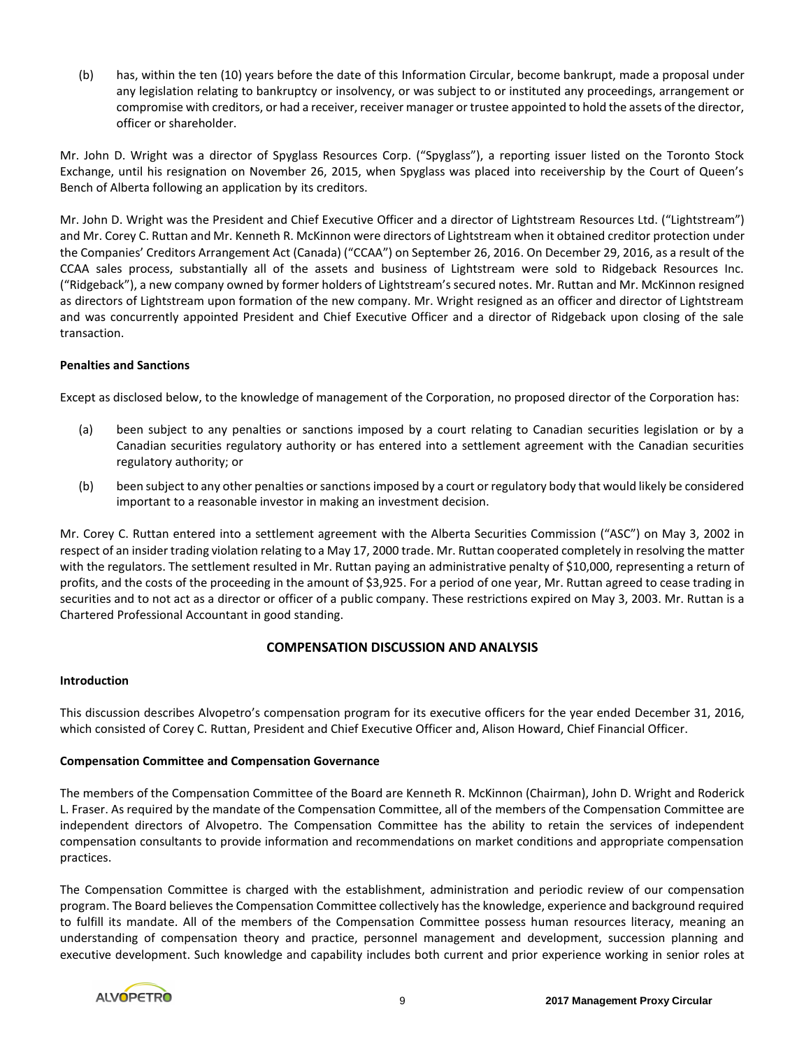(b) has, within the ten (10) years before the date of this Information Circular, become bankrupt, made a proposal under any legislation relating to bankruptcy or insolvency, or was subject to or instituted any proceedings, arrangement or compromise with creditors, or had a receiver, receiver manager or trustee appointed to hold the assets of the director, officer or shareholder.

Mr. John D. Wright was a director of Spyglass Resources Corp. ("Spyglass"), a reporting issuer listed on the Toronto Stock Exchange, until his resignation on November 26, 2015, when Spyglass was placed into receivership by the Court of Queen's Bench of Alberta following an application by its creditors.

Mr. John D. Wright was the President and Chief Executive Officer and a director of Lightstream Resources Ltd. ("Lightstream") and Mr. Corey C. Ruttan and Mr. Kenneth R. McKinnon were directors of Lightstream when it obtained creditor protection under the Companies' Creditors Arrangement Act (Canada) ("CCAA") on September 26, 2016. On December 29, 2016, as a result of the CCAA sales process, substantially all of the assets and business of Lightstream were sold to Ridgeback Resources Inc. ("Ridgeback"), a new company owned by former holders of Lightstream's secured notes. Mr. Ruttan and Mr. McKinnon resigned as directors of Lightstream upon formation of the new company. Mr. Wright resigned as an officer and director of Lightstream and was concurrently appointed President and Chief Executive Officer and a director of Ridgeback upon closing of the sale transaction.

**Penalties and Sanctions**

Except as disclosed below, to the knowledge of management of the Corporation, no proposed director of the Corporation has:

(a) been subject to any penalties or sanctions imposed by a court relating to Canadian securities legislation or by a Canadian securities regulatory authority or has entered into a settlement agreement with the Canadian securities regulatory authority; or

(b) been subject to any other penalties or sanctions imposed by a court or regulatory body that would likely be considered important to a reasonable investor in making an investment decision.

Mr. Corey C. Ruttan entered into a settlement agreement with the Alberta Securities Commission ("ASC") on May 3, 2002 in respect of an insider trading violation relating to a May 17, 2000 trade. Mr. Ruttan cooperated completely in resolving the matter with the regulators. The settlement resulted in Mr. Ruttan paying an administrative penalty of $10,000, representing a return of profits, and the costs of the proceeding in the amount of $3,925. For a period of one year, Mr. Ruttan agreed to cease trading in securities and to not act as a director or officer of a public company. These restrictions expired on May 3, 2003. Mr. Ruttan is a Chartered Professional Accountant in good standing.

## COMPENSATION DISCUSSION AND ANALYSIS

**Introduction**

This discussion describes Alvopetro's compensation program for its executive officers for the year ended December 31, 2016, which consisted of Corey C. Ruttan, President and Chief Executive Officer and, Alison Howard, Chief Financial Officer.

**Compensation Committee and Compensation Governance**

The members of the Compensation Committee of the Board are Kenneth R. McKinnon (Chairman), John D. Wright and Roderick L. Fraser. As required by the mandate of the Compensation Committee, all of the members of the Compensation Committee are independent directors of Alvopetro. The Compensation Committee has the ability to retain the services of independent compensation consultants to provide information and recommendations on market conditions and appropriate compensation practices.

The Compensation Committee is charged with the establishment, administration and periodic review of our compensation program. The Board believes the Compensation Committee collectively has the knowledge, experience and background required to fulfill its mandate. All of the members of the Compensation Committee possess human resources literacy, meaning an understanding of compensation theory and practice, personnel management and development, succession planning and executive development. Such knowledge and capability includes both current and prior experience working in senior roles at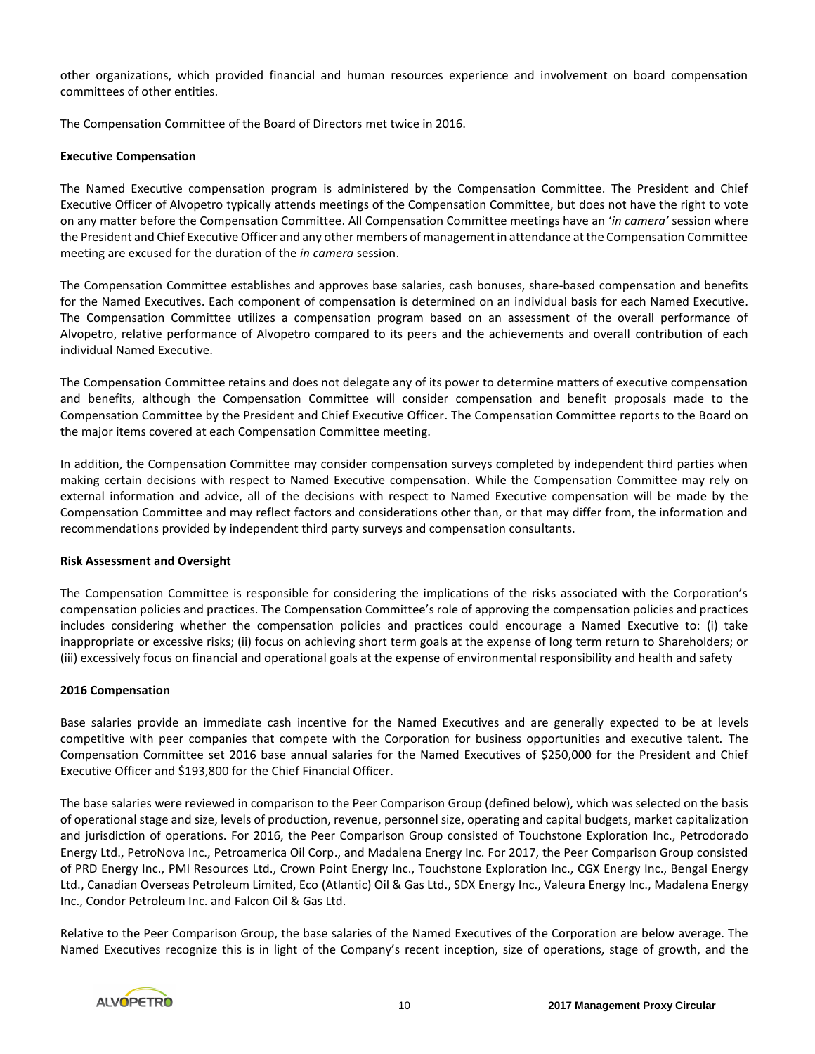other organizations, which provided financial and human resources experience and involvement on board compensation committees of other entities.

The Compensation Committee of the Board of Directors met twice in 2016.

**Executive Compensation**

The Named Executive compensation program is administered by the Compensation Committee. The President and Chief Executive Officer of Alvopetro typically attends meetings of the Compensation Committee, but does not have the right to vote on any matter before the Compensation Committee. All Compensation Committee meetings have an '*in camera'* session where the President and Chief Executive Officer and any other members of management in attendance at the Compensation Committee meeting are excused for the duration of the *in camera* session.

The Compensation Committee establishes and approves base salaries, cash bonuses, share-based compensation and benefits for the Named Executives. Each component of compensation is determined on an individual basis for each Named Executive. The Compensation Committee utilizes a compensation program based on an assessment of the overall performance of Alvopetro, relative performance of Alvopetro compared to its peers and the achievements and overall contribution of each individual Named Executive.

The Compensation Committee retains and does not delegate any of its power to determine matters of executive compensation and benefits, although the Compensation Committee will consider compensation and benefit proposals made to the Compensation Committee by the President and Chief Executive Officer. The Compensation Committee reports to the Board on the major items covered at each Compensation Committee meeting.

In addition, the Compensation Committee may consider compensation surveys completed by independent third parties when making certain decisions with respect to Named Executive compensation. While the Compensation Committee may rely on external information and advice, all of the decisions with respect to Named Executive compensation will be made by the Compensation Committee and may reflect factors and considerations other than, or that may differ from, the information and recommendations provided by independent third party surveys and compensation consultants.

**Risk Assessment and Oversight**

The Compensation Committee is responsible for considering the implications of the risks associated with the Corporation's compensation policies and practices. The Compensation Committee's role of approving the compensation policies and practices includes considering whether the compensation policies and practices could encourage a Named Executive to: (i) take inappropriate or excessive risks; (ii) focus on achieving short term goals at the expense of long term return to Shareholders; or (iii) excessively focus on financial and operational goals at the expense of environmental responsibility and health and safety

**2016 Compensation**

Base salaries provide an immediate cash incentive for the Named Executives and are generally expected to be at levels competitive with peer companies that compete with the Corporation for business opportunities and executive talent. The Compensation Committee set 2016 base annual salaries for the Named Executives of $250,000 for the President and Chief Executive Officer and $193,800 for the Chief Financial Officer.

The base salaries were reviewed in comparison to the Peer Comparison Group (defined below), which was selected on the basis of operational stage and size, levels of production, revenue, personnel size, operating and capital budgets, market capitalization and jurisdiction of operations. For 2016, the Peer Comparison Group consisted of Touchstone Exploration Inc., Petrodorado Energy Ltd., PetroNova Inc., Petroamerica Oil Corp., and Madalena Energy Inc. For 2017, the Peer Comparison Group consisted of PRD Energy Inc., PMI Resources Ltd., Crown Point Energy Inc., Touchstone Exploration Inc., CGX Energy Inc., Bengal Energy Ltd., Canadian Overseas Petroleum Limited, Eco (Atlantic) Oil & Gas Ltd., SDX Energy Inc., Valeura Energy Inc., Madalena Energy Inc., Condor Petroleum Inc. and Falcon Oil & Gas Ltd.

Relative to the Peer Comparison Group, the base salaries of the Named Executives of the Corporation are below average. The Named Executives recognize this is in light of the Company's recent inception, size of operations, stage of growth, and the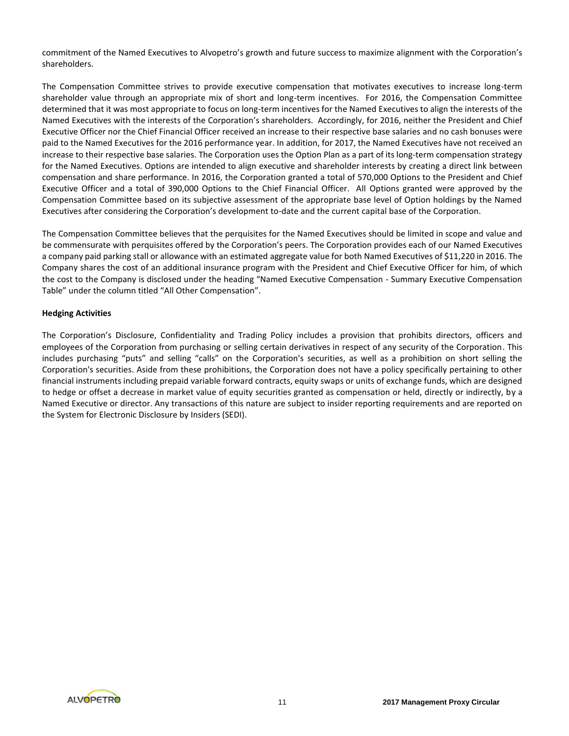commitment of the Named Executives to Alvopetro's growth and future success to maximize alignment with the Corporation's shareholders.

The Compensation Committee strives to provide executive compensation that motivates executives to increase long-term shareholder value through an appropriate mix of short and long-term incentives. For 2016, the Compensation Committee determined that it was most appropriate to focus on long-term incentives for the Named Executives to align the interests of the Named Executives with the interests of the Corporation's shareholders. Accordingly, for 2016, neither the President and Chief Executive Officer nor the Chief Financial Officer received an increase to their respective base salaries and no cash bonuses were paid to the Named Executives for the 2016 performance year. In addition, for 2017, the Named Executives have not received an increase to their respective base salaries. The Corporation uses the Option Plan as a part of its long-term compensation strategy for the Named Executives. Options are intended to align executive and shareholder interests by creating a direct link between compensation and share performance. In 2016, the Corporation granted a total of 570,000 Options to the President and Chief Executive Officer and a total of 390,000 Options to the Chief Financial Officer. All Options granted were approved by the Compensation Committee based on its subjective assessment of the appropriate base level of Option holdings by the Named Executives after considering the Corporation's development to-date and the current capital base of the Corporation.

The Compensation Committee believes that the perquisites for the Named Executives should be limited in scope and value and be commensurate with perquisites offered by the Corporation's peers. The Corporation provides each of our Named Executives a company paid parking stall or allowance with an estimated aggregate value for both Named Executives of $11,220 in 2016. The Company shares the cost of an additional insurance program with the President and Chief Executive Officer for him, of which the cost to the Company is disclosed under the heading "Named Executive Compensation - Summary Executive Compensation Table" under the column titled "All Other Compensation".

**Hedging Activities**

The Corporation's Disclosure, Confidentiality and Trading Policy includes a provision that prohibits directors, officers and employees of the Corporation from purchasing or selling certain derivatives in respect of any security of the Corporation. This includes purchasing "puts" and selling "calls" on the Corporation's securities, as well as a prohibition on short selling the Corporation's securities. Aside from these prohibitions, the Corporation does not have a policy specifically pertaining to other financial instruments including prepaid variable forward contracts, equity swaps or units of exchange funds, which are designed to hedge or offset a decrease in market value of equity securities granted as compensation or held, directly or indirectly, by a Named Executive or director. Any transactions of this nature are subject to insider reporting requirements and are reported on the System for Electronic Disclosure by Insiders (SEDI).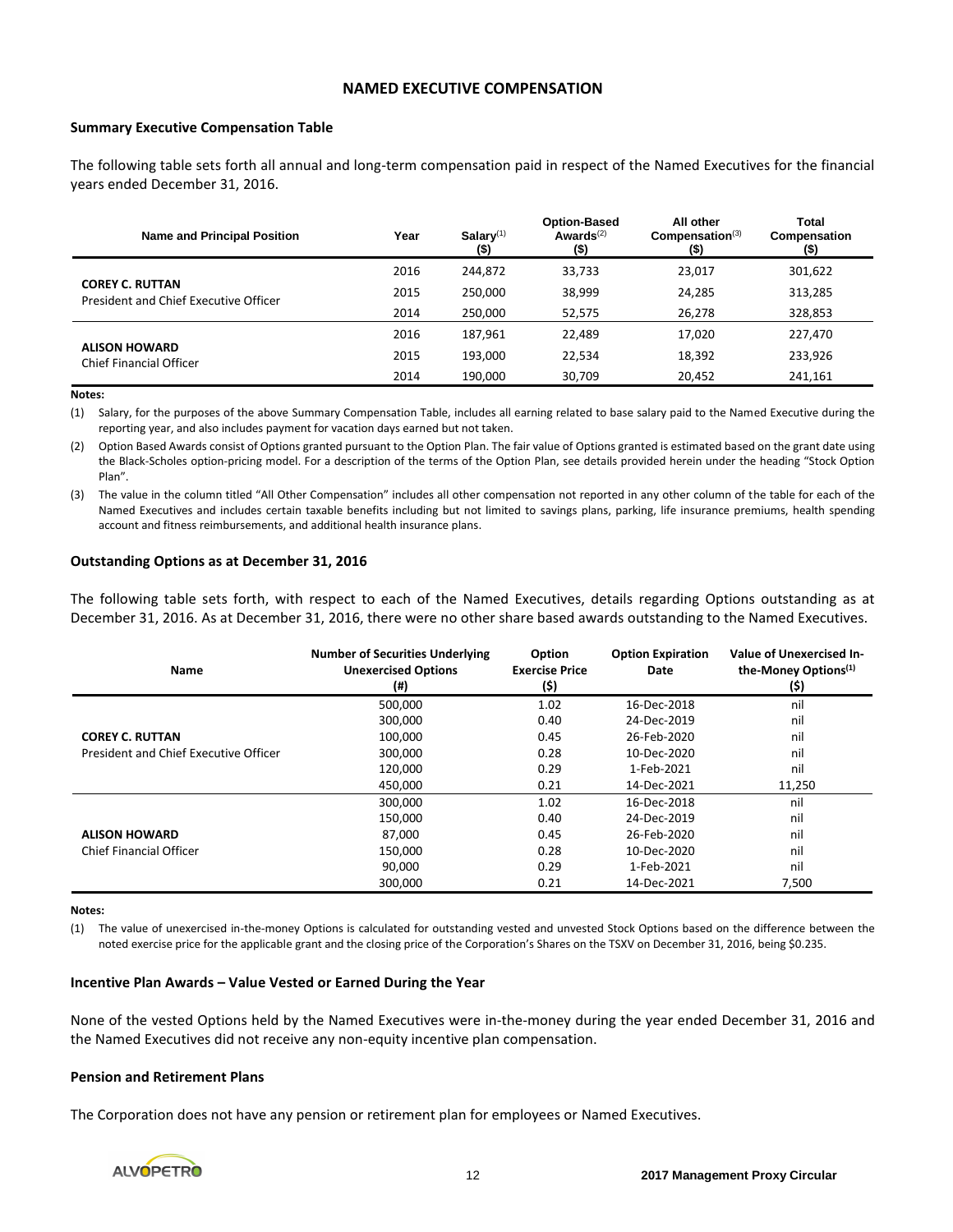## NAMED EXECUTIVE COMPENSATION

### Summary Executive Compensation Table

The following table sets forth all annual and long-term compensation paid in respect of the Named Executives for the financial years ended December 31, 2016.

| Name and Principal Position | Year | Salary[(1)] ($) | Option-Based Awards[(2)] ($) | All other Compensation[(3)] ($) | Total Compensation ($) |
|---|---|---|---|---|---|
| **COREY C. RUTTAN** President and Chief Executive Officer | 2016 | 244,872 | 33,733 | 23,017 | 301,622 |
| | 2015 | 250,000 | 38,999 | 24,285 | 313,285 |
| | 2014 | 250,000 | 52,575 | 26,278 | 328,853 |
| **ALISON HOWARD** Chief Financial Officer | 2016 | 187,961 | 22,489 | 17,020 | 227,470 |
| | 2015 | 193,000 | 22,534 | 18,392 | 233,926 |
| | 2014 | 190,000 | 30,709 | 20,452 | 241,161 |

**Notes:**

(1) Salary, for the purposes of the above Summary Compensation Table, includes all earning related to base salary paid to the Named Executive during the reporting year, and also includes payment for vacation days earned but not taken.

(2) Option Based Awards consist of Options granted pursuant to the Option Plan. The fair value of Options granted is estimated based on the grant date using the Black-Scholes option-pricing model. For a description of the terms of the Option Plan, see details provided herein under the heading "Stock Option Plan".

(3) The value in the column titled "All Other Compensation" includes all other compensation not reported in any other column of the table for each of the Named Executives and includes certain taxable benefits including but not limited to savings plans, parking, life insurance premiums, health spending account and fitness reimbursements, and additional health insurance plans.

### Outstanding Options as at December 31, 2016

The following table sets forth, with respect to each of the Named Executives, details regarding Options outstanding as at December 31, 2016. As at December 31, 2016, there were no other share based awards outstanding to the Named Executives.

| Name | Number of Securities Underlying Unexercised Options (#) | Option Exercise Price ($) | Option Expiration Date | Value of Unexercised In-the-Money Options[(1)] ($) |
|---|---|---|---|---|
| **COREY C. RUTTAN** President and Chief Executive Officer | 500,000 | 1.02 | 16-Dec-2018 | nil |
| | 300,000 | 0.40 | 24-Dec-2019 | nil |
| | 100,000 | 0.45 | 26-Feb-2020 | nil |
| | 300,000 | 0.28 | 10-Dec-2020 | nil |
| | 120,000 | 0.29 | 1-Feb-2021 | nil |
| | 450,000 | 0.21 | 14-Dec-2021 | 11,250 |
| **ALISON HOWARD** Chief Financial Officer | 300,000 | 1.02 | 16-Dec-2018 | nil |
| | 150,000 | 0.40 | 24-Dec-2019 | nil |
| | 87,000 | 0.45 | 26-Feb-2020 | nil |
| | 150,000 | 0.28 | 10-Dec-2020 | nil |
| | 90,000 | 0.29 | 1-Feb-2021 | nil |
| | 300,000 | 0.21 | 14-Dec-2021 | 7,500 |

**Notes:**

(1) The value of unexercised in-the-money Options is calculated for outstanding vested and unvested Stock Options based on the difference between the noted exercise price for the applicable grant and the closing price of the Corporation's Shares on the TSXV on December 31, 2016, being $0.235.

### Incentive Plan Awards – Value Vested or Earned During the Year

None of the vested Options held by the Named Executives were in-the-money during the year ended December 31, 2016 and the Named Executives did not receive any non-equity incentive plan compensation.

### Pension and Retirement Plans

The Corporation does not have any pension or retirement plan for employees or Named Executives.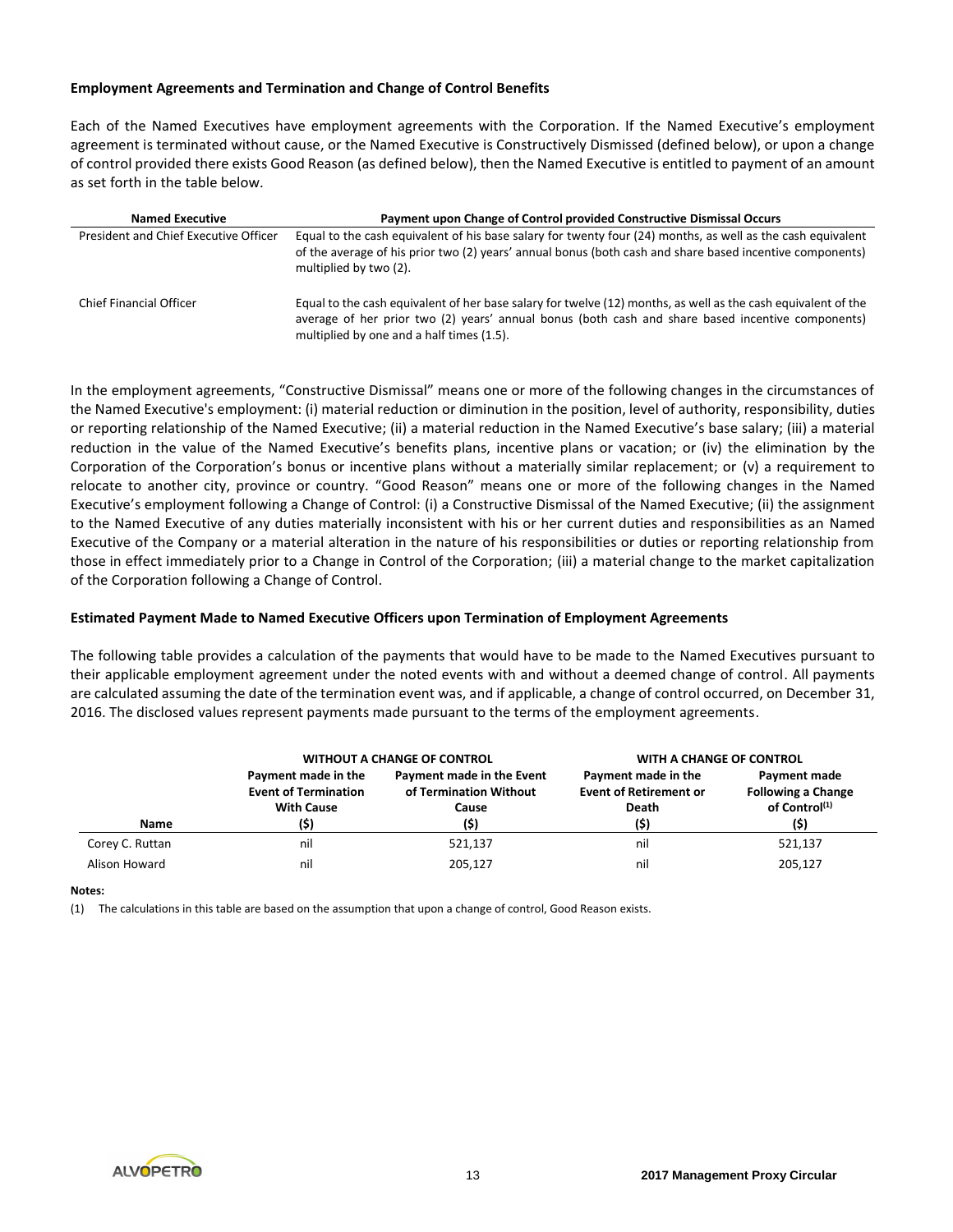### Employment Agreements and Termination and Change of Control Benefits

Each of the Named Executives have employment agreements with the Corporation. If the Named Executive's employment agreement is terminated without cause, or the Named Executive is Constructively Dismissed (defined below), or upon a change of control provided there exists Good Reason (as defined below), then the Named Executive is entitled to payment of an amount as set forth in the table below.

| Named Executive | Payment upon Change of Control provided Constructive Dismissal Occurs |
|---|---|
| President and Chief Executive Officer | Equal to the cash equivalent of his base salary for twenty four (24) months, as well as the cash equivalent of the average of his prior two (2) years' annual bonus (both cash and share based incentive components) multiplied by two (2). |
| Chief Financial Officer | Equal to the cash equivalent of her base salary for twelve (12) months, as well as the cash equivalent of the average of her prior two (2) years' annual bonus (both cash and share based incentive components) multiplied by one and a half times (1.5). |

In the employment agreements, "Constructive Dismissal" means one or more of the following changes in the circumstances of the Named Executive's employment: (i) material reduction or diminution in the position, level of authority, responsibility, duties or reporting relationship of the Named Executive; (ii) a material reduction in the Named Executive's base salary; (iii) a material reduction in the value of the Named Executive's benefits plans, incentive plans or vacation; or (iv) the elimination by the Corporation of the Corporation's bonus or incentive plans without a materially similar replacement; or (v) a requirement to relocate to another city, province or country. "Good Reason" means one or more of the following changes in the Named Executive's employment following a Change of Control: (i) a Constructive Dismissal of the Named Executive; (ii) the assignment to the Named Executive of any duties materially inconsistent with his or her current duties and responsibilities as an Named Executive of the Company or a material alteration in the nature of his responsibilities or duties or reporting relationship from those in effect immediately prior to a Change in Control of the Corporation; (iii) a material change to the market capitalization of the Corporation following a Change of Control.

### Estimated Payment Made to Named Executive Officers upon Termination of Employment Agreements

The following table provides a calculation of the payments that would have to be made to the Named Executives pursuant to their applicable employment agreement under the noted events with and without a deemed change of control. All payments are calculated assuming the date of the termination event was, and if applicable, a change of control occurred, on December 31, 2016. The disclosed values represent payments made pursuant to the terms of the employment agreements.

| | WITHOUT A CHANGE OF CONTROL | | WITH A CHANGE OF CONTROL | |
|---|---|---|---|---|
| Name | Payment made in the Event of Termination With Cause ($) | Payment made in the Event of Termination Without Cause ($) | Payment made in the Event of Retirement or Death ($) | Payment made Following a Change of Control[(1)] ($) |
| Corey C. Ruttan | nil | 521,137 | nil | 521,137 |
| Alison Howard | nil | 205,127 | nil | 205,127 |

**Notes:**

(1) The calculations in this table are based on the assumption that upon a change of control, Good Reason exists.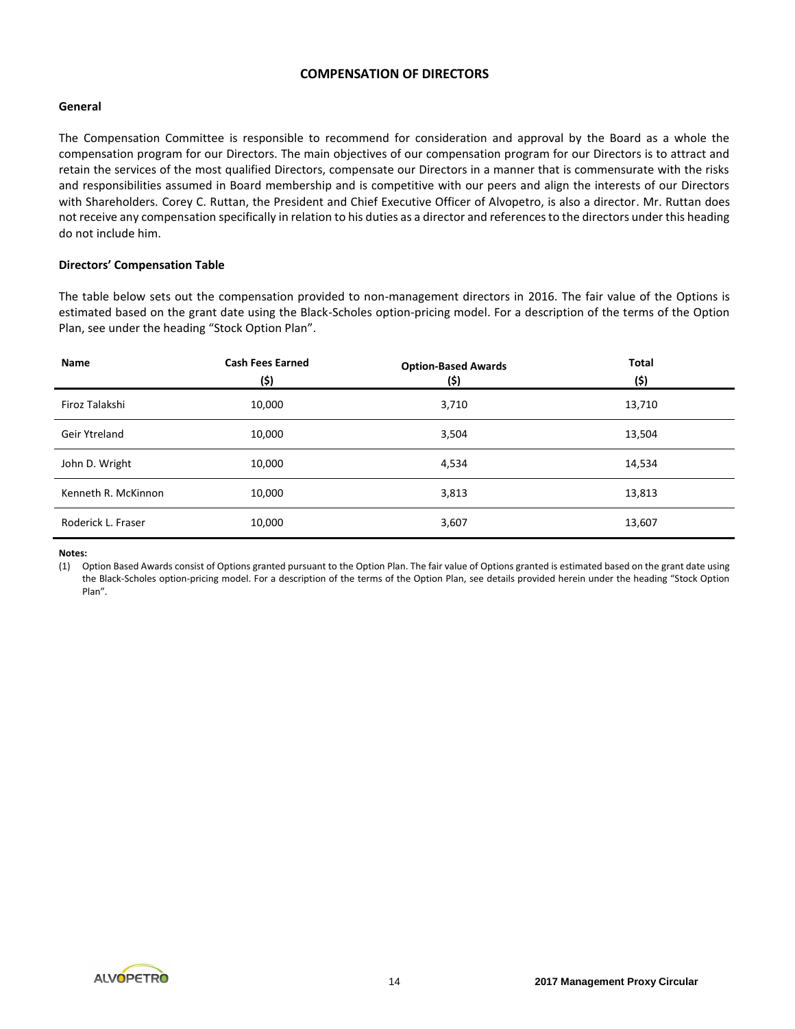## COMPENSATION OF DIRECTORS

### General

The Compensation Committee is responsible to recommend for consideration and approval by the Board as a whole the compensation program for our Directors. The main objectives of our compensation program for our Directors is to attract and retain the services of the most qualified Directors, compensate our Directors in a manner that is commensurate with the risks and responsibilities assumed in Board membership and is competitive with our peers and align the interests of our Directors with Shareholders. Corey C. Ruttan, the President and Chief Executive Officer of Alvopetro, is also a director. Mr. Ruttan does not receive any compensation specifically in relation to his duties as a director and references to the directors under this heading do not include him.

### Directors' Compensation Table

The table below sets out the compensation provided to non-management directors in 2016. The fair value of the Options is estimated based on the grant date using the Black-Scholes option-pricing model. For a description of the terms of the Option Plan, see under the heading "Stock Option Plan".

| Name | Cash Fees Earned ($) | Option-Based Awards ($) | Total ($) |
|---|---|---|---|
| Firoz Talakshi | 10,000 | 3,710 | 13,710 |
| Geir Ytreland | 10,000 | 3,504 | 13,504 |
| John D. Wright | 10,000 | 4,534 | 14,534 |
| Kenneth R. McKinnon | 10,000 | 3,813 | 13,813 |
| Roderick L. Fraser | 10,000 | 3,607 | 13,607 |

**Notes:**

(1) Option Based Awards consist of Options granted pursuant to the Option Plan. The fair value of Options granted is estimated based on the grant date using the Black-Scholes option-pricing model. For a description of the terms of the Option Plan, see details provided herein under the heading "Stock Option Plan".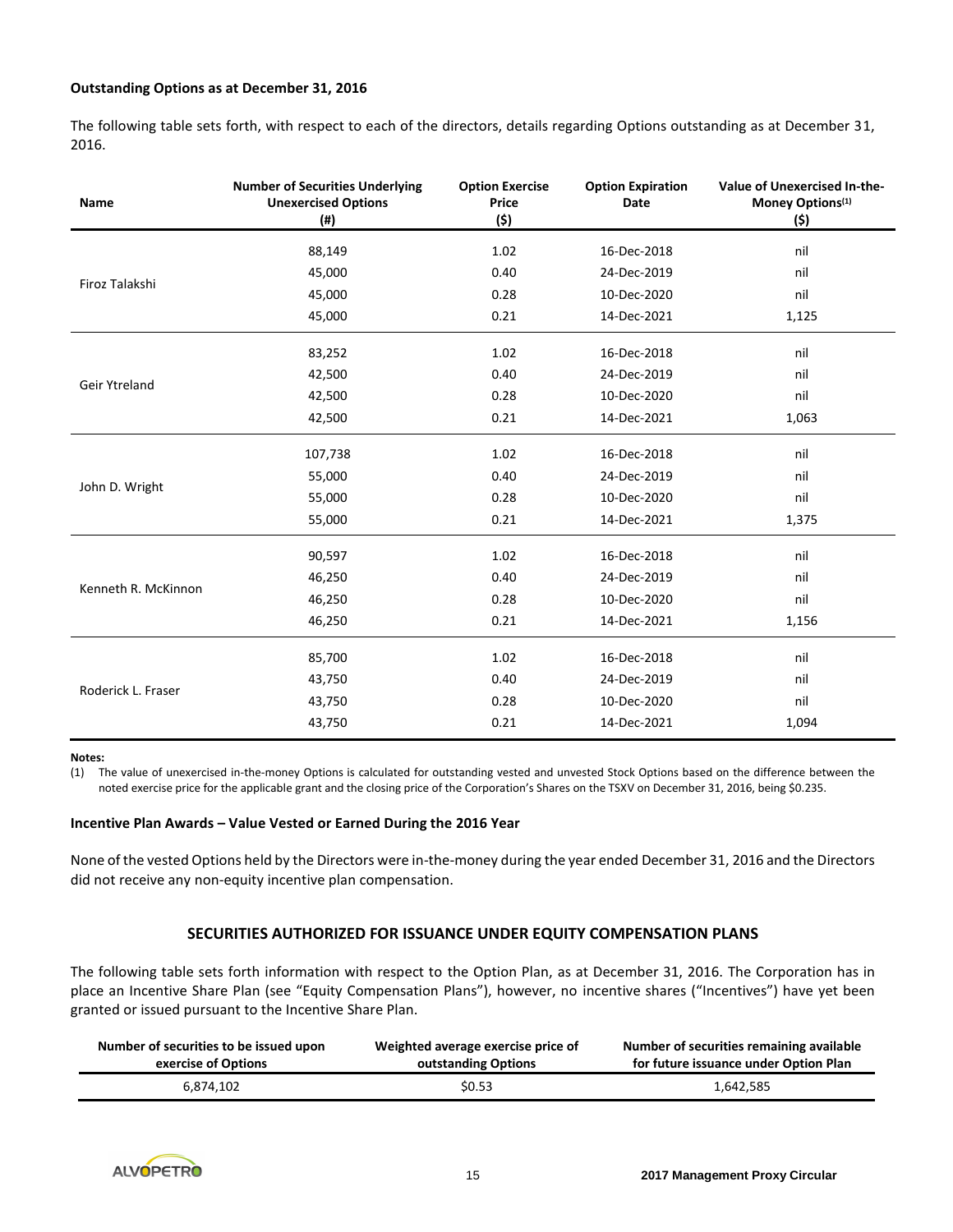**Outstanding Options as at December 31, 2016**

The following table sets forth, with respect to each of the directors, details regarding Options outstanding as at December 31, 2016.

| Name | Number of Securities Underlying Unexercised Options (#) | Option Exercise Price ($) | Option Expiration Date | Value of Unexercised In-the-Money Options[1] ($) |
|---|---|---|---|---|
| Firoz Talakshi | 88,149 | 1.02 | 16-Dec-2018 | nil |
| | 45,000 | 0.40 | 24-Dec-2019 | nil |
| | 45,000 | 0.28 | 10-Dec-2020 | nil |
| | 45,000 | 0.21 | 14-Dec-2021 | 1,125 |
| Geir Ytreland | 83,252 | 1.02 | 16-Dec-2018 | nil |
| | 42,500 | 0.40 | 24-Dec-2019 | nil |
| | 42,500 | 0.28 | 10-Dec-2020 | nil |
| | 42,500 | 0.21 | 14-Dec-2021 | 1,063 |
| John D. Wright | 107,738 | 1.02 | 16-Dec-2018 | nil |
| | 55,000 | 0.40 | 24-Dec-2019 | nil |
| | 55,000 | 0.28 | 10-Dec-2020 | nil |
| | 55,000 | 0.21 | 14-Dec-2021 | 1,375 |
| Kenneth R. McKinnon | 90,597 | 1.02 | 16-Dec-2018 | nil |
| | 46,250 | 0.40 | 24-Dec-2019 | nil |
| | 46,250 | 0.28 | 10-Dec-2020 | nil |
| | 46,250 | 0.21 | 14-Dec-2021 | 1,156 |
| Roderick L. Fraser | 85,700 | 1.02 | 16-Dec-2018 | nil |
| | 43,750 | 0.40 | 24-Dec-2019 | nil |
| | 43,750 | 0.28 | 10-Dec-2020 | nil |
| | 43,750 | 0.21 | 14-Dec-2021 | 1,094 |

**Notes:**

(1) The value of unexercised in-the-money Options is calculated for outstanding vested and unvested Stock Options based on the difference between the noted exercise price for the applicable grant and the closing price of the Corporation's Shares on the TSXV on December 31, 2016, being $0.235.

**Incentive Plan Awards – Value Vested or Earned During the 2016 Year**

None of the vested Options held by the Directors were in-the-money during the year ended December 31, 2016 and the Directors did not receive any non-equity incentive plan compensation.

## SECURITIES AUTHORIZED FOR ISSUANCE UNDER EQUITY COMPENSATION PLANS

The following table sets forth information with respect to the Option Plan, as at December 31, 2016. The Corporation has in place an Incentive Share Plan (see "Equity Compensation Plans"), however, no incentive shares ("Incentives") have yet been granted or issued pursuant to the Incentive Share Plan.

| Number of securities to be issued upon exercise of Options | Weighted average exercise price of outstanding Options | Number of securities remaining available for future issuance under Option Plan |
|---|---|---|
| 6,874,102 | $0.53 | 1,642,585 |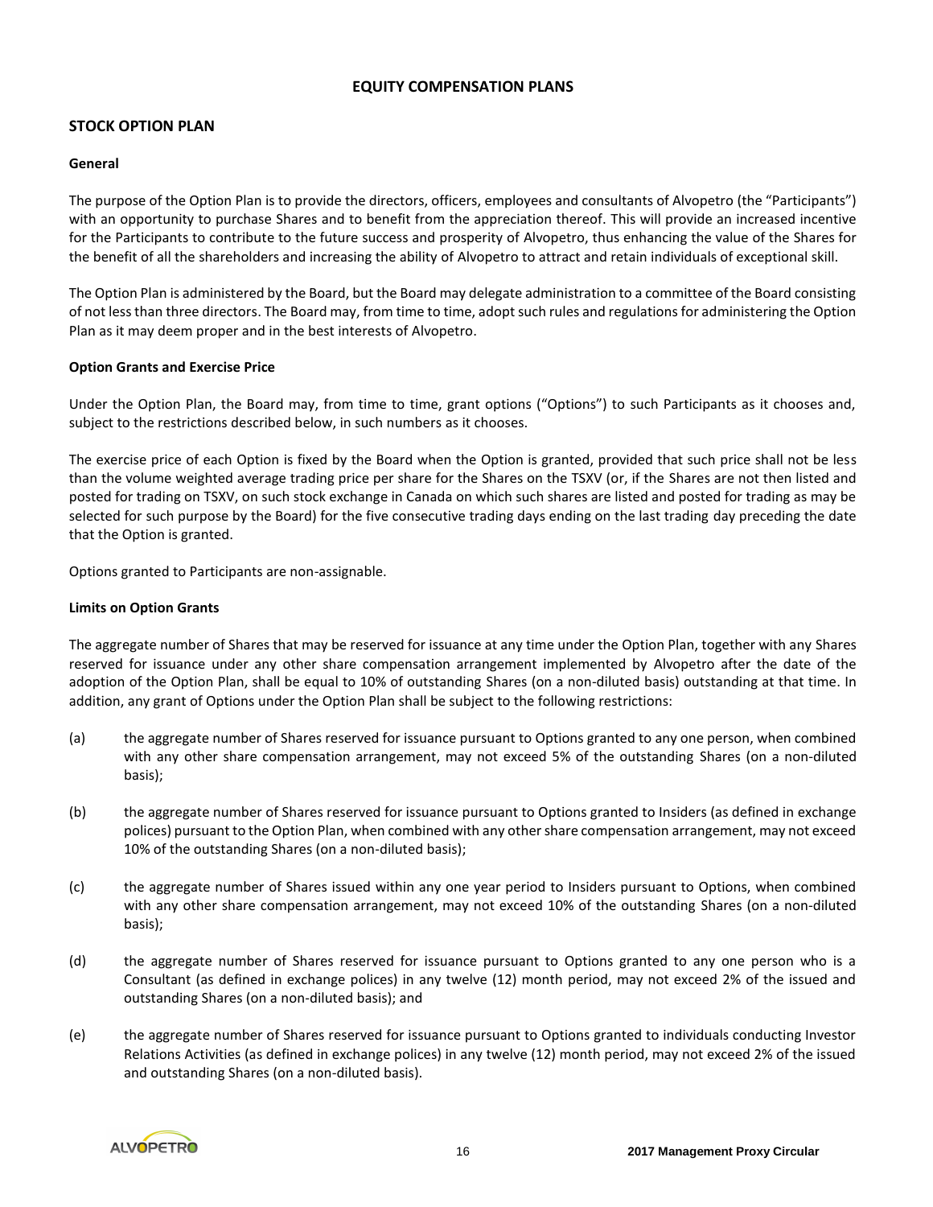# EQUITY COMPENSATION PLANS

## STOCK OPTION PLAN

### General

The purpose of the Option Plan is to provide the directors, officers, employees and consultants of Alvopetro (the "Participants") with an opportunity to purchase Shares and to benefit from the appreciation thereof. This will provide an increased incentive for the Participants to contribute to the future success and prosperity of Alvopetro, thus enhancing the value of the Shares for the benefit of all the shareholders and increasing the ability of Alvopetro to attract and retain individuals of exceptional skill.

The Option Plan is administered by the Board, but the Board may delegate administration to a committee of the Board consisting of not less than three directors. The Board may, from time to time, adopt such rules and regulations for administering the Option Plan as it may deem proper and in the best interests of Alvopetro.

### Option Grants and Exercise Price

Under the Option Plan, the Board may, from time to time, grant options ("Options") to such Participants as it chooses and, subject to the restrictions described below, in such numbers as it chooses.

The exercise price of each Option is fixed by the Board when the Option is granted, provided that such price shall not be less than the volume weighted average trading price per share for the Shares on the TSXV (or, if the Shares are not then listed and posted for trading on TSXV, on such stock exchange in Canada on which such shares are listed and posted for trading as may be selected for such purpose by the Board) for the five consecutive trading days ending on the last trading day preceding the date that the Option is granted.

Options granted to Participants are non-assignable.

### Limits on Option Grants

The aggregate number of Shares that may be reserved for issuance at any time under the Option Plan, together with any Shares reserved for issuance under any other share compensation arrangement implemented by Alvopetro after the date of the adoption of the Option Plan, shall be equal to 10% of outstanding Shares (on a non-diluted basis) outstanding at that time. In addition, any grant of Options under the Option Plan shall be subject to the following restrictions:

(a) the aggregate number of Shares reserved for issuance pursuant to Options granted to any one person, when combined with any other share compensation arrangement, may not exceed 5% of the outstanding Shares (on a non-diluted basis);

(b) the aggregate number of Shares reserved for issuance pursuant to Options granted to Insiders (as defined in exchange polices) pursuant to the Option Plan, when combined with any other share compensation arrangement, may not exceed 10% of the outstanding Shares (on a non-diluted basis);

(c) the aggregate number of Shares issued within any one year period to Insiders pursuant to Options, when combined with any other share compensation arrangement, may not exceed 10% of the outstanding Shares (on a non-diluted basis);

(d) the aggregate number of Shares reserved for issuance pursuant to Options granted to any one person who is a Consultant (as defined in exchange polices) in any twelve (12) month period, may not exceed 2% of the issued and outstanding Shares (on a non-diluted basis); and

(e) the aggregate number of Shares reserved for issuance pursuant to Options granted to individuals conducting Investor Relations Activities (as defined in exchange polices) in any twelve (12) month period, may not exceed 2% of the issued and outstanding Shares (on a non-diluted basis).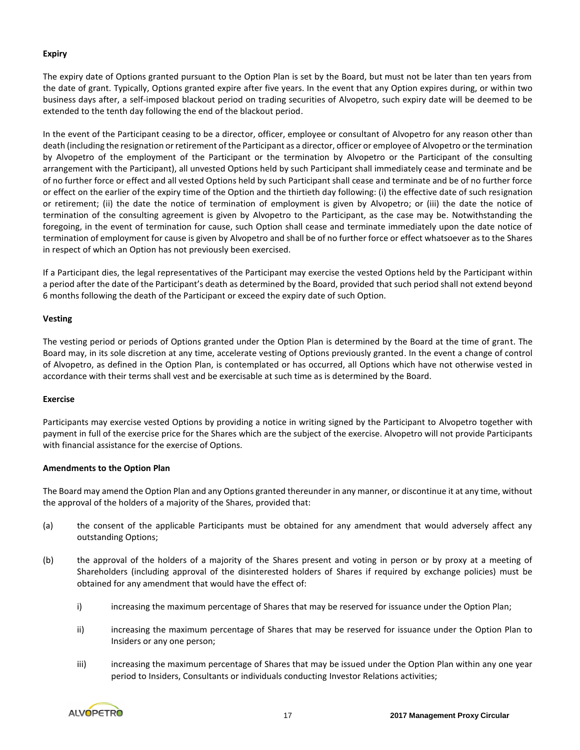**Expiry**

The expiry date of Options granted pursuant to the Option Plan is set by the Board, but must not be later than ten years from the date of grant. Typically, Options granted expire after five years. In the event that any Option expires during, or within two business days after, a self-imposed blackout period on trading securities of Alvopetro, such expiry date will be deemed to be extended to the tenth day following the end of the blackout period.

In the event of the Participant ceasing to be a director, officer, employee or consultant of Alvopetro for any reason other than death (including the resignation or retirement of the Participant as a director, officer or employee of Alvopetro or the termination by Alvopetro of the employment of the Participant or the termination by Alvopetro or the Participant of the consulting arrangement with the Participant), all unvested Options held by such Participant shall immediately cease and terminate and be of no further force or effect and all vested Options held by such Participant shall cease and terminate and be of no further force or effect on the earlier of the expiry time of the Option and the thirtieth day following: (i) the effective date of such resignation or retirement; (ii) the date the notice of termination of employment is given by Alvopetro; or (iii) the date the notice of termination of the consulting agreement is given by Alvopetro to the Participant, as the case may be. Notwithstanding the foregoing, in the event of termination for cause, such Option shall cease and terminate immediately upon the date notice of termination of employment for cause is given by Alvopetro and shall be of no further force or effect whatsoever as to the Shares in respect of which an Option has not previously been exercised.

If a Participant dies, the legal representatives of the Participant may exercise the vested Options held by the Participant within a period after the date of the Participant's death as determined by the Board, provided that such period shall not extend beyond 6 months following the death of the Participant or exceed the expiry date of such Option.

**Vesting**

The vesting period or periods of Options granted under the Option Plan is determined by the Board at the time of grant. The Board may, in its sole discretion at any time, accelerate vesting of Options previously granted. In the event a change of control of Alvopetro, as defined in the Option Plan, is contemplated or has occurred, all Options which have not otherwise vested in accordance with their terms shall vest and be exercisable at such time as is determined by the Board.

**Exercise**

Participants may exercise vested Options by providing a notice in writing signed by the Participant to Alvopetro together with payment in full of the exercise price for the Shares which are the subject of the exercise. Alvopetro will not provide Participants with financial assistance for the exercise of Options.

**Amendments to the Option Plan**

The Board may amend the Option Plan and any Options granted thereunder in any manner, or discontinue it at any time, without the approval of the holders of a majority of the Shares, provided that:

(a) the consent of the applicable Participants must be obtained for any amendment that would adversely affect any outstanding Options;

(b) the approval of the holders of a majority of the Shares present and voting in person or by proxy at a meeting of Shareholders (including approval of the disinterested holders of Shares if required by exchange policies) must be obtained for any amendment that would have the effect of:

   i) increasing the maximum percentage of Shares that may be reserved for issuance under the Option Plan;

   ii) increasing the maximum percentage of Shares that may be reserved for issuance under the Option Plan to Insiders or any one person;

   iii) increasing the maximum percentage of Shares that may be issued under the Option Plan within any one year period to Insiders, Consultants or individuals conducting Investor Relations activities;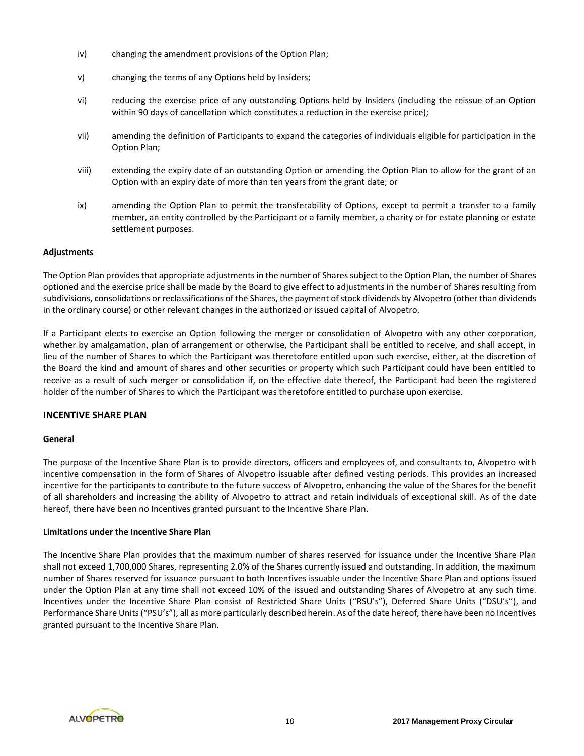iv) changing the amendment provisions of the Option Plan;

v) changing the terms of any Options held by Insiders;

vi) reducing the exercise price of any outstanding Options held by Insiders (including the reissue of an Option within 90 days of cancellation which constitutes a reduction in the exercise price);

vii) amending the definition of Participants to expand the categories of individuals eligible for participation in the Option Plan;

viii) extending the expiry date of an outstanding Option or amending the Option Plan to allow for the grant of an Option with an expiry date of more than ten years from the grant date; or

ix) amending the Option Plan to permit the transferability of Options, except to permit a transfer to a family member, an entity controlled by the Participant or a family member, a charity or for estate planning or estate settlement purposes.

**Adjustments**

The Option Plan provides that appropriate adjustments in the number of Shares subject to the Option Plan, the number of Shares optioned and the exercise price shall be made by the Board to give effect to adjustments in the number of Shares resulting from subdivisions, consolidations or reclassifications of the Shares, the payment of stock dividends by Alvopetro (other than dividends in the ordinary course) or other relevant changes in the authorized or issued capital of Alvopetro.

If a Participant elects to exercise an Option following the merger or consolidation of Alvopetro with any other corporation, whether by amalgamation, plan of arrangement or otherwise, the Participant shall be entitled to receive, and shall accept, in lieu of the number of Shares to which the Participant was theretofore entitled upon such exercise, either, at the discretion of the Board the kind and amount of shares and other securities or property which such Participant could have been entitled to receive as a result of such merger or consolidation if, on the effective date thereof, the Participant had been the registered holder of the number of Shares to which the Participant was theretofore entitled to purchase upon exercise.

## INCENTIVE SHARE PLAN

**General**

The purpose of the Incentive Share Plan is to provide directors, officers and employees of, and consultants to, Alvopetro with incentive compensation in the form of Shares of Alvopetro issuable after defined vesting periods. This provides an increased incentive for the participants to contribute to the future success of Alvopetro, enhancing the value of the Shares for the benefit of all shareholders and increasing the ability of Alvopetro to attract and retain individuals of exceptional skill. As of the date hereof, there have been no Incentives granted pursuant to the Incentive Share Plan.

**Limitations under the Incentive Share Plan**

The Incentive Share Plan provides that the maximum number of shares reserved for issuance under the Incentive Share Plan shall not exceed 1,700,000 Shares, representing 2.0% of the Shares currently issued and outstanding. In addition, the maximum number of Shares reserved for issuance pursuant to both Incentives issuable under the Incentive Share Plan and options issued under the Option Plan at any time shall not exceed 10% of the issued and outstanding Shares of Alvopetro at any such time. Incentives under the Incentive Share Plan consist of Restricted Share Units ("RSU's"), Deferred Share Units ("DSU's"), and Performance Share Units ("PSU's"), all as more particularly described herein. As of the date hereof, there have been no Incentives granted pursuant to the Incentive Share Plan.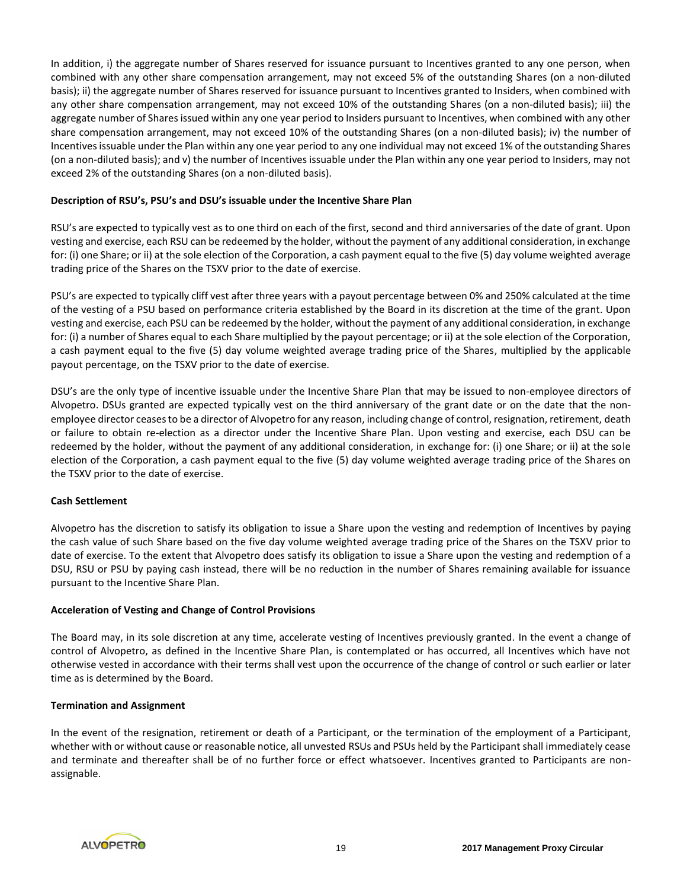In addition, i) the aggregate number of Shares reserved for issuance pursuant to Incentives granted to any one person, when combined with any other share compensation arrangement, may not exceed 5% of the outstanding Shares (on a non-diluted basis); ii) the aggregate number of Shares reserved for issuance pursuant to Incentives granted to Insiders, when combined with any other share compensation arrangement, may not exceed 10% of the outstanding Shares (on a non-diluted basis); iii) the aggregate number of Shares issued within any one year period to Insiders pursuant to Incentives, when combined with any other share compensation arrangement, may not exceed 10% of the outstanding Shares (on a non-diluted basis); iv) the number of Incentives issuable under the Plan within any one year period to any one individual may not exceed 1% of the outstanding Shares (on a non-diluted basis); and v) the number of Incentives issuable under the Plan within any one year period to Insiders, may not exceed 2% of the outstanding Shares (on a non-diluted basis).

**Description of RSU's, PSU's and DSU's issuable under the Incentive Share Plan**

RSU's are expected to typically vest as to one third on each of the first, second and third anniversaries of the date of grant. Upon vesting and exercise, each RSU can be redeemed by the holder, without the payment of any additional consideration, in exchange for: (i) one Share; or ii) at the sole election of the Corporation, a cash payment equal to the five (5) day volume weighted average trading price of the Shares on the TSXV prior to the date of exercise.

PSU's are expected to typically cliff vest after three years with a payout percentage between 0% and 250% calculated at the time of the vesting of a PSU based on performance criteria established by the Board in its discretion at the time of the grant. Upon vesting and exercise, each PSU can be redeemed by the holder, without the payment of any additional consideration, in exchange for: (i) a number of Shares equal to each Share multiplied by the payout percentage; or ii) at the sole election of the Corporation, a cash payment equal to the five (5) day volume weighted average trading price of the Shares, multiplied by the applicable payout percentage, on the TSXV prior to the date of exercise.

DSU's are the only type of incentive issuable under the Incentive Share Plan that may be issued to non-employee directors of Alvopetro. DSUs granted are expected typically vest on the third anniversary of the grant date or on the date that the non-employee director ceases to be a director of Alvopetro for any reason, including change of control, resignation, retirement, death or failure to obtain re-election as a director under the Incentive Share Plan. Upon vesting and exercise, each DSU can be redeemed by the holder, without the payment of any additional consideration, in exchange for: (i) one Share; or ii) at the sole election of the Corporation, a cash payment equal to the five (5) day volume weighted average trading price of the Shares on the TSXV prior to the date of exercise.

**Cash Settlement**

Alvopetro has the discretion to satisfy its obligation to issue a Share upon the vesting and redemption of Incentives by paying the cash value of such Share based on the five day volume weighted average trading price of the Shares on the TSXV prior to date of exercise. To the extent that Alvopetro does satisfy its obligation to issue a Share upon the vesting and redemption of a DSU, RSU or PSU by paying cash instead, there will be no reduction in the number of Shares remaining available for issuance pursuant to the Incentive Share Plan.

**Acceleration of Vesting and Change of Control Provisions**

The Board may, in its sole discretion at any time, accelerate vesting of Incentives previously granted. In the event a change of control of Alvopetro, as defined in the Incentive Share Plan, is contemplated or has occurred, all Incentives which have not otherwise vested in accordance with their terms shall vest upon the occurrence of the change of control or such earlier or later time as is determined by the Board.

**Termination and Assignment**

In the event of the resignation, retirement or death of a Participant, or the termination of the employment of a Participant, whether with or without cause or reasonable notice, all unvested RSUs and PSUs held by the Participant shall immediately cease and terminate and thereafter shall be of no further force or effect whatsoever. Incentives granted to Participants are non-assignable.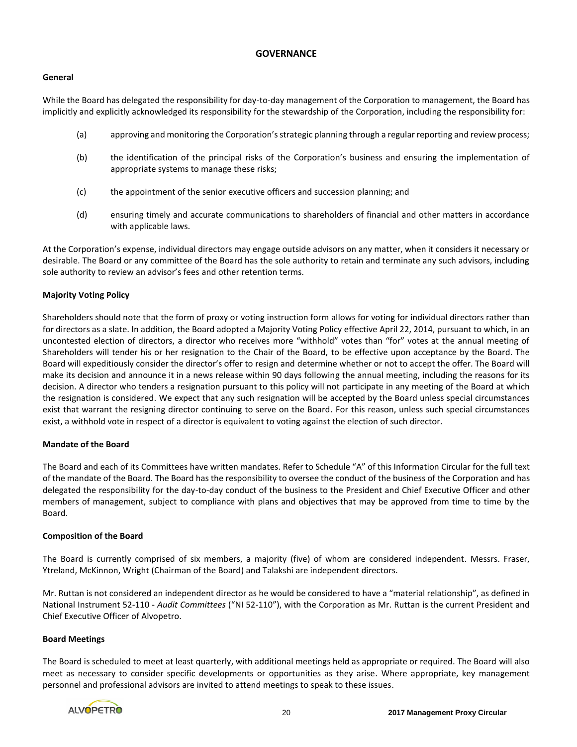## GOVERNANCE

### General

While the Board has delegated the responsibility for day-to-day management of the Corporation to management, the Board has implicitly and explicitly acknowledged its responsibility for the stewardship of the Corporation, including the responsibility for:

(a) approving and monitoring the Corporation's strategic planning through a regular reporting and review process;

(b) the identification of the principal risks of the Corporation's business and ensuring the implementation of appropriate systems to manage these risks;

(c) the appointment of the senior executive officers and succession planning; and

(d) ensuring timely and accurate communications to shareholders of financial and other matters in accordance with applicable laws.

At the Corporation's expense, individual directors may engage outside advisors on any matter, when it considers it necessary or desirable. The Board or any committee of the Board has the sole authority to retain and terminate any such advisors, including sole authority to review an advisor's fees and other retention terms.

### Majority Voting Policy

Shareholders should note that the form of proxy or voting instruction form allows for voting for individual directors rather than for directors as a slate. In addition, the Board adopted a Majority Voting Policy effective April 22, 2014, pursuant to which, in an uncontested election of directors, a director who receives more "withhold" votes than "for" votes at the annual meeting of Shareholders will tender his or her resignation to the Chair of the Board, to be effective upon acceptance by the Board. The Board will expeditiously consider the director's offer to resign and determine whether or not to accept the offer. The Board will make its decision and announce it in a news release within 90 days following the annual meeting, including the reasons for its decision. A director who tenders a resignation pursuant to this policy will not participate in any meeting of the Board at which the resignation is considered. We expect that any such resignation will be accepted by the Board unless special circumstances exist that warrant the resigning director continuing to serve on the Board. For this reason, unless such special circumstances exist, a withhold vote in respect of a director is equivalent to voting against the election of such director.

### Mandate of the Board

The Board and each of its Committees have written mandates. Refer to Schedule "A" of this Information Circular for the full text of the mandate of the Board. The Board has the responsibility to oversee the conduct of the business of the Corporation and has delegated the responsibility for the day-to-day conduct of the business to the President and Chief Executive Officer and other members of management, subject to compliance with plans and objectives that may be approved from time to time by the Board.

### Composition of the Board

The Board is currently comprised of six members, a majority (five) of whom are considered independent. Messrs. Fraser, Ytreland, McKinnon, Wright (Chairman of the Board) and Talakshi are independent directors.

Mr. Ruttan is not considered an independent director as he would be considered to have a "material relationship", as defined in National Instrument 52-110 - *Audit Committees* ("NI 52-110"), with the Corporation as Mr. Ruttan is the current President and Chief Executive Officer of Alvopetro.

### Board Meetings

The Board is scheduled to meet at least quarterly, with additional meetings held as appropriate or required. The Board will also meet as necessary to consider specific developments or opportunities as they arise. Where appropriate, key management personnel and professional advisors are invited to attend meetings to speak to these issues.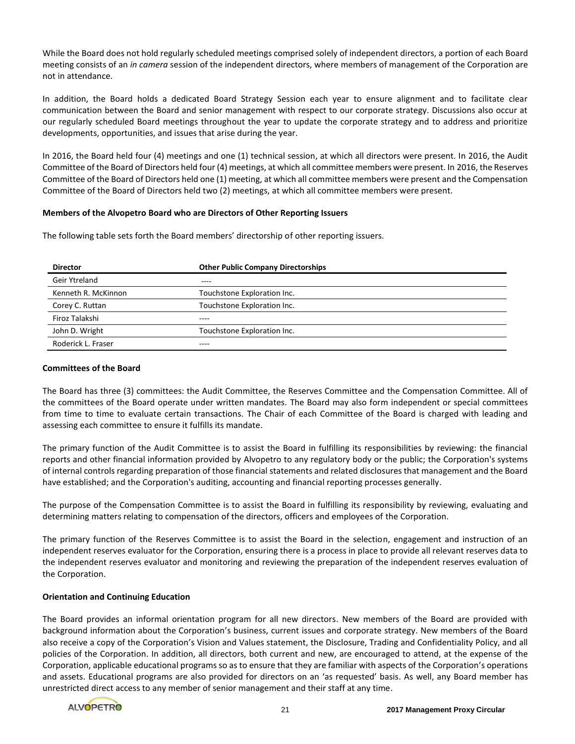While the Board does not hold regularly scheduled meetings comprised solely of independent directors, a portion of each Board meeting consists of an *in camera* session of the independent directors, where members of management of the Corporation are not in attendance.

In addition, the Board holds a dedicated Board Strategy Session each year to ensure alignment and to facilitate clear communication between the Board and senior management with respect to our corporate strategy. Discussions also occur at our regularly scheduled Board meetings throughout the year to update the corporate strategy and to address and prioritize developments, opportunities, and issues that arise during the year.

In 2016, the Board held four (4) meetings and one (1) technical session, at which all directors were present. In 2016, the Audit Committee of the Board of Directors held four (4) meetings, at which all committee members were present. In 2016, the Reserves Committee of the Board of Directors held one (1) meeting, at which all committee members were present and the Compensation Committee of the Board of Directors held two (2) meetings, at which all committee members were present.

**Members of the Alvopetro Board who are Directors of Other Reporting Issuers**

The following table sets forth the Board members' directorship of other reporting issuers.

| Director | Other Public Company Directorships |
|---|---|
| Geir Ytreland | ---- |
| Kenneth R. McKinnon | Touchstone Exploration Inc. |
| Corey C. Ruttan | Touchstone Exploration Inc. |
| Firoz Talakshi | ---- |
| John D. Wright | Touchstone Exploration Inc. |
| Roderick L. Fraser | ---- |

**Committees of the Board**

The Board has three (3) committees: the Audit Committee, the Reserves Committee and the Compensation Committee. All of the committees of the Board operate under written mandates. The Board may also form independent or special committees from time to time to evaluate certain transactions. The Chair of each Committee of the Board is charged with leading and assessing each committee to ensure it fulfills its mandate.

The primary function of the Audit Committee is to assist the Board in fulfilling its responsibilities by reviewing: the financial reports and other financial information provided by Alvopetro to any regulatory body or the public; the Corporation's systems of internal controls regarding preparation of those financial statements and related disclosures that management and the Board have established; and the Corporation's auditing, accounting and financial reporting processes generally.

The purpose of the Compensation Committee is to assist the Board in fulfilling its responsibility by reviewing, evaluating and determining matters relating to compensation of the directors, officers and employees of the Corporation.

The primary function of the Reserves Committee is to assist the Board in the selection, engagement and instruction of an independent reserves evaluator for the Corporation, ensuring there is a process in place to provide all relevant reserves data to the independent reserves evaluator and monitoring and reviewing the preparation of the independent reserves evaluation of the Corporation.

**Orientation and Continuing Education**

The Board provides an informal orientation program for all new directors. New members of the Board are provided with background information about the Corporation's business, current issues and corporate strategy. New members of the Board also receive a copy of the Corporation's Vision and Values statement, the Disclosure, Trading and Confidentiality Policy, and all policies of the Corporation. In addition, all directors, both current and new, are encouraged to attend, at the expense of the Corporation, applicable educational programs so as to ensure that they are familiar with aspects of the Corporation's operations and assets. Educational programs are also provided for directors on an 'as requested' basis. As well, any Board member has unrestricted direct access to any member of senior management and their staff at any time.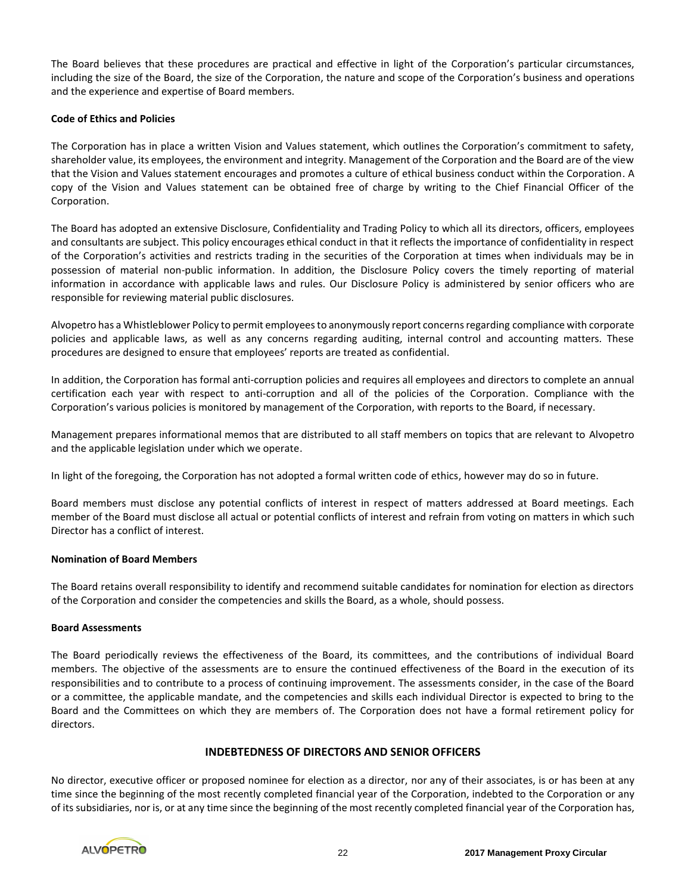The Board believes that these procedures are practical and effective in light of the Corporation's particular circumstances, including the size of the Board, the size of the Corporation, the nature and scope of the Corporation's business and operations and the experience and expertise of Board members.

**Code of Ethics and Policies**

The Corporation has in place a written Vision and Values statement, which outlines the Corporation's commitment to safety, shareholder value, its employees, the environment and integrity. Management of the Corporation and the Board are of the view that the Vision and Values statement encourages and promotes a culture of ethical business conduct within the Corporation. A copy of the Vision and Values statement can be obtained free of charge by writing to the Chief Financial Officer of the Corporation.

The Board has adopted an extensive Disclosure, Confidentiality and Trading Policy to which all its directors, officers, employees and consultants are subject. This policy encourages ethical conduct in that it reflects the importance of confidentiality in respect of the Corporation's activities and restricts trading in the securities of the Corporation at times when individuals may be in possession of material non-public information. In addition, the Disclosure Policy covers the timely reporting of material information in accordance with applicable laws and rules. Our Disclosure Policy is administered by senior officers who are responsible for reviewing material public disclosures.

Alvopetro has a Whistleblower Policy to permit employees to anonymously report concerns regarding compliance with corporate policies and applicable laws, as well as any concerns regarding auditing, internal control and accounting matters. These procedures are designed to ensure that employees' reports are treated as confidential.

In addition, the Corporation has formal anti-corruption policies and requires all employees and directors to complete an annual certification each year with respect to anti-corruption and all of the policies of the Corporation. Compliance with the Corporation's various policies is monitored by management of the Corporation, with reports to the Board, if necessary.

Management prepares informational memos that are distributed to all staff members on topics that are relevant to Alvopetro and the applicable legislation under which we operate.

In light of the foregoing, the Corporation has not adopted a formal written code of ethics, however may do so in future.

Board members must disclose any potential conflicts of interest in respect of matters addressed at Board meetings. Each member of the Board must disclose all actual or potential conflicts of interest and refrain from voting on matters in which such Director has a conflict of interest.

**Nomination of Board Members**

The Board retains overall responsibility to identify and recommend suitable candidates for nomination for election as directors of the Corporation and consider the competencies and skills the Board, as a whole, should possess.

**Board Assessments**

The Board periodically reviews the effectiveness of the Board, its committees, and the contributions of individual Board members. The objective of the assessments are to ensure the continued effectiveness of the Board in the execution of its responsibilities and to contribute to a process of continuing improvement. The assessments consider, in the case of the Board or a committee, the applicable mandate, and the competencies and skills each individual Director is expected to bring to the Board and the Committees on which they are members of. The Corporation does not have a formal retirement policy for directors.

## INDEBTEDNESS OF DIRECTORS AND SENIOR OFFICERS

No director, executive officer or proposed nominee for election as a director, nor any of their associates, is or has been at any time since the beginning of the most recently completed financial year of the Corporation, indebted to the Corporation or any of its subsidiaries, nor is, or at any time since the beginning of the most recently completed financial year of the Corporation has,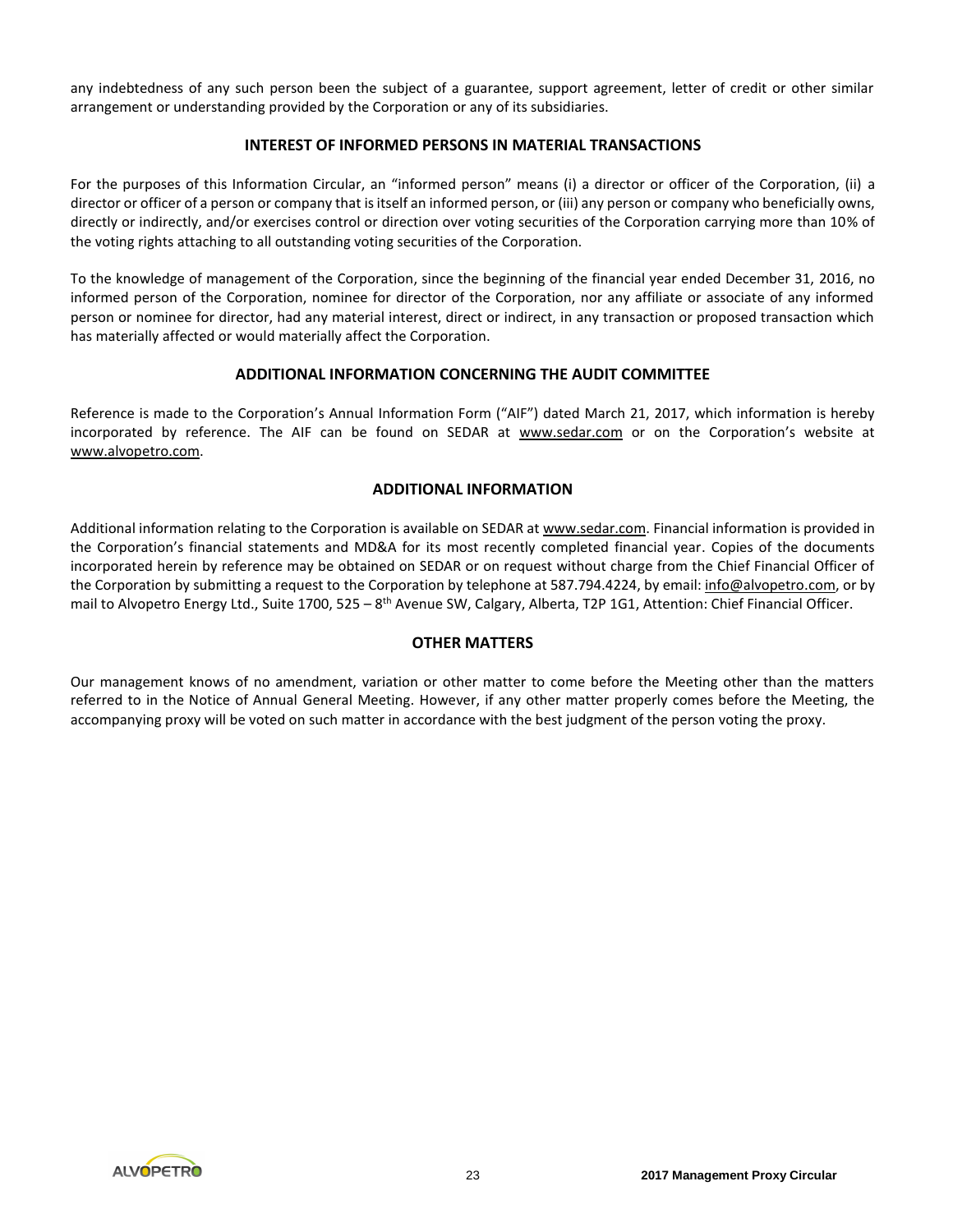any indebtedness of any such person been the subject of a guarantee, support agreement, letter of credit or other similar arrangement or understanding provided by the Corporation or any of its subsidiaries.

## INTEREST OF INFORMED PERSONS IN MATERIAL TRANSACTIONS

For the purposes of this Information Circular, an "informed person" means (i) a director or officer of the Corporation, (ii) a director or officer of a person or company that is itself an informed person, or (iii) any person or company who beneficially owns, directly or indirectly, and/or exercises control or direction over voting securities of the Corporation carrying more than 10% of the voting rights attaching to all outstanding voting securities of the Corporation.

To the knowledge of management of the Corporation, since the beginning of the financial year ended December 31, 2016, no informed person of the Corporation, nominee for director of the Corporation, nor any affiliate or associate of any informed person or nominee for director, had any material interest, direct or indirect, in any transaction or proposed transaction which has materially affected or would materially affect the Corporation.

## ADDITIONAL INFORMATION CONCERNING THE AUDIT COMMITTEE

Reference is made to the Corporation's Annual Information Form ("AIF") dated March 21, 2017, which information is hereby incorporated by reference. The AIF can be found on SEDAR at www.sedar.com or on the Corporation's website at www.alvopetro.com.

## ADDITIONAL INFORMATION

Additional information relating to the Corporation is available on SEDAR at www.sedar.com. Financial information is provided in the Corporation's financial statements and MD&A for its most recently completed financial year. Copies of the documents incorporated herein by reference may be obtained on SEDAR or on request without charge from the Chief Financial Officer of the Corporation by submitting a request to the Corporation by telephone at 587.794.4224, by email: info@alvopetro.com, or by mail to Alvopetro Energy Ltd., Suite 1700, 525 – 8th Avenue SW, Calgary, Alberta, T2P 1G1, Attention: Chief Financial Officer.

## OTHER MATTERS

Our management knows of no amendment, variation or other matter to come before the Meeting other than the matters referred to in the Notice of Annual General Meeting. However, if any other matter properly comes before the Meeting, the accompanying proxy will be voted on such matter in accordance with the best judgment of the person voting the proxy.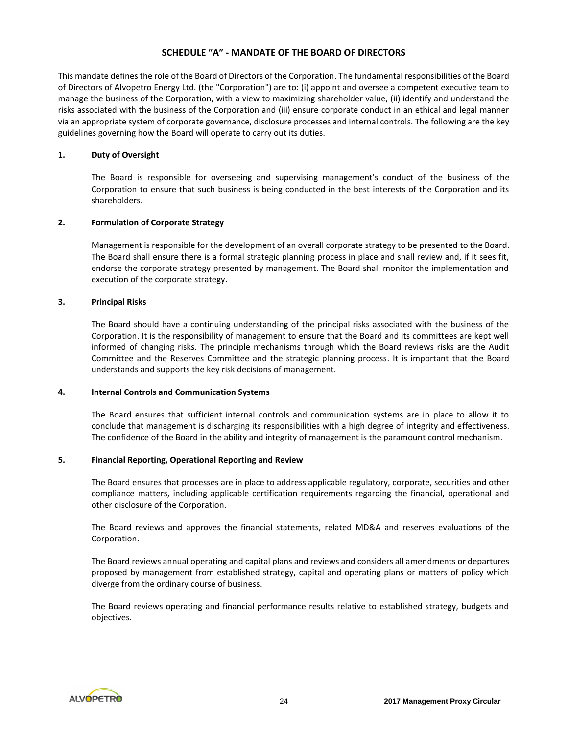## SCHEDULE "A" - MANDATE OF THE BOARD OF DIRECTORS

This mandate defines the role of the Board of Directors of the Corporation. The fundamental responsibilities of the Board of Directors of Alvopetro Energy Ltd. (the "Corporation") are to: (i) appoint and oversee a competent executive team to manage the business of the Corporation, with a view to maximizing shareholder value, (ii) identify and understand the risks associated with the business of the Corporation and (iii) ensure corporate conduct in an ethical and legal manner via an appropriate system of corporate governance, disclosure processes and internal controls. The following are the key guidelines governing how the Board will operate to carry out its duties.

### 1. Duty of Oversight

The Board is responsible for overseeing and supervising management's conduct of the business of the Corporation to ensure that such business is being conducted in the best interests of the Corporation and its shareholders.

### 2. Formulation of Corporate Strategy

Management is responsible for the development of an overall corporate strategy to be presented to the Board. The Board shall ensure there is a formal strategic planning process in place and shall review and, if it sees fit, endorse the corporate strategy presented by management. The Board shall monitor the implementation and execution of the corporate strategy.

### 3. Principal Risks

The Board should have a continuing understanding of the principal risks associated with the business of the Corporation. It is the responsibility of management to ensure that the Board and its committees are kept well informed of changing risks. The principle mechanisms through which the Board reviews risks are the Audit Committee and the Reserves Committee and the strategic planning process. It is important that the Board understands and supports the key risk decisions of management.

### 4. Internal Controls and Communication Systems

The Board ensures that sufficient internal controls and communication systems are in place to allow it to conclude that management is discharging its responsibilities with a high degree of integrity and effectiveness. The confidence of the Board in the ability and integrity of management is the paramount control mechanism.

### 5. Financial Reporting, Operational Reporting and Review

The Board ensures that processes are in place to address applicable regulatory, corporate, securities and other compliance matters, including applicable certification requirements regarding the financial, operational and other disclosure of the Corporation.

The Board reviews and approves the financial statements, related MD&A and reserves evaluations of the Corporation.

The Board reviews annual operating and capital plans and reviews and considers all amendments or departures proposed by management from established strategy, capital and operating plans or matters of policy which diverge from the ordinary course of business.

The Board reviews operating and financial performance results relative to established strategy, budgets and objectives.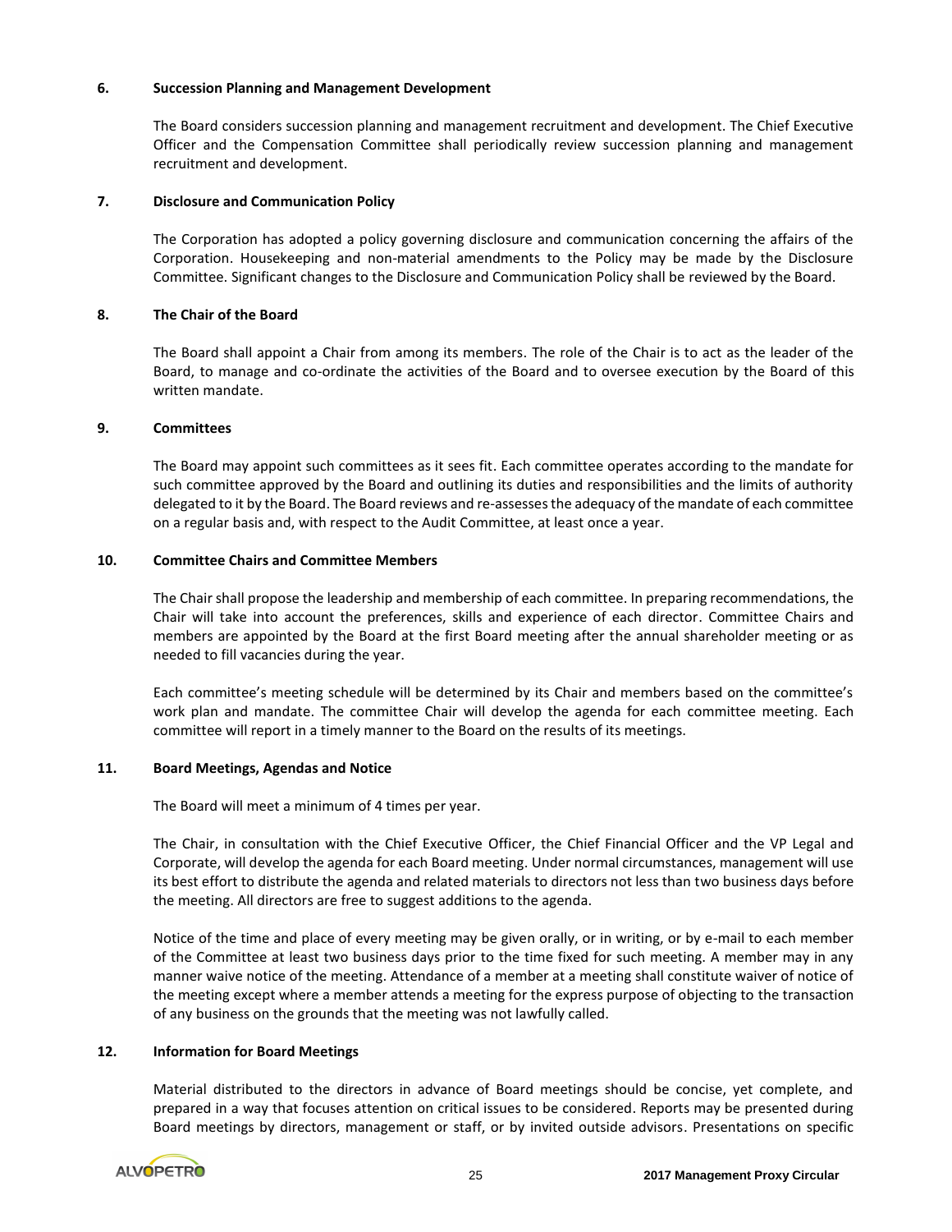**6. Succession Planning and Management Development**

The Board considers succession planning and management recruitment and development. The Chief Executive Officer and the Compensation Committee shall periodically review succession planning and management recruitment and development.

**7. Disclosure and Communication Policy**

The Corporation has adopted a policy governing disclosure and communication concerning the affairs of the Corporation. Housekeeping and non-material amendments to the Policy may be made by the Disclosure Committee. Significant changes to the Disclosure and Communication Policy shall be reviewed by the Board.

**8. The Chair of the Board**

The Board shall appoint a Chair from among its members. The role of the Chair is to act as the leader of the Board, to manage and co-ordinate the activities of the Board and to oversee execution by the Board of this written mandate.

**9. Committees**

The Board may appoint such committees as it sees fit. Each committee operates according to the mandate for such committee approved by the Board and outlining its duties and responsibilities and the limits of authority delegated to it by the Board. The Board reviews and re-assesses the adequacy of the mandate of each committee on a regular basis and, with respect to the Audit Committee, at least once a year.

**10. Committee Chairs and Committee Members**

The Chair shall propose the leadership and membership of each committee. In preparing recommendations, the Chair will take into account the preferences, skills and experience of each director. Committee Chairs and members are appointed by the Board at the first Board meeting after the annual shareholder meeting or as needed to fill vacancies during the year.

Each committee's meeting schedule will be determined by its Chair and members based on the committee's work plan and mandate. The committee Chair will develop the agenda for each committee meeting. Each committee will report in a timely manner to the Board on the results of its meetings.

**11. Board Meetings, Agendas and Notice**

The Board will meet a minimum of 4 times per year.

The Chair, in consultation with the Chief Executive Officer, the Chief Financial Officer and the VP Legal and Corporate, will develop the agenda for each Board meeting. Under normal circumstances, management will use its best effort to distribute the agenda and related materials to directors not less than two business days before the meeting. All directors are free to suggest additions to the agenda.

Notice of the time and place of every meeting may be given orally, or in writing, or by e-mail to each member of the Committee at least two business days prior to the time fixed for such meeting. A member may in any manner waive notice of the meeting. Attendance of a member at a meeting shall constitute waiver of notice of the meeting except where a member attends a meeting for the express purpose of objecting to the transaction of any business on the grounds that the meeting was not lawfully called.

**12. Information for Board Meetings**

Material distributed to the directors in advance of Board meetings should be concise, yet complete, and prepared in a way that focuses attention on critical issues to be considered. Reports may be presented during Board meetings by directors, management or staff, or by invited outside advisors. Presentations on specific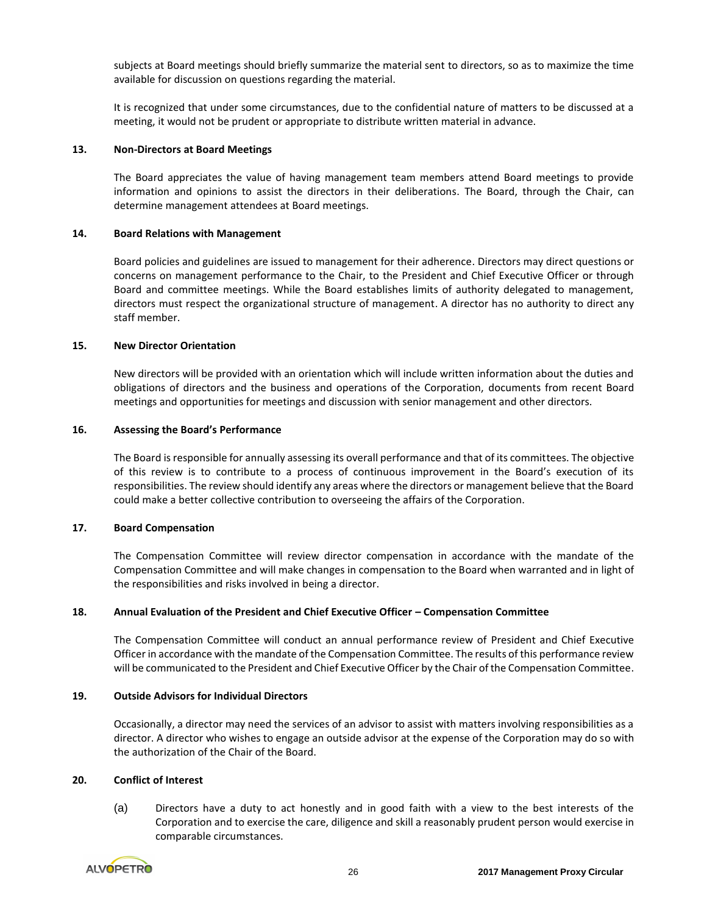subjects at Board meetings should briefly summarize the material sent to directors, so as to maximize the time available for discussion on questions regarding the material.

It is recognized that under some circumstances, due to the confidential nature of matters to be discussed at a meeting, it would not be prudent or appropriate to distribute written material in advance.

**13. Non-Directors at Board Meetings**

The Board appreciates the value of having management team members attend Board meetings to provide information and opinions to assist the directors in their deliberations. The Board, through the Chair, can determine management attendees at Board meetings.

**14. Board Relations with Management**

Board policies and guidelines are issued to management for their adherence. Directors may direct questions or concerns on management performance to the Chair, to the President and Chief Executive Officer or through Board and committee meetings. While the Board establishes limits of authority delegated to management, directors must respect the organizational structure of management. A director has no authority to direct any staff member.

**15. New Director Orientation**

New directors will be provided with an orientation which will include written information about the duties and obligations of directors and the business and operations of the Corporation, documents from recent Board meetings and opportunities for meetings and discussion with senior management and other directors.

**16. Assessing the Board's Performance**

The Board is responsible for annually assessing its overall performance and that of its committees. The objective of this review is to contribute to a process of continuous improvement in the Board's execution of its responsibilities. The review should identify any areas where the directors or management believe that the Board could make a better collective contribution to overseeing the affairs of the Corporation.

**17. Board Compensation**

The Compensation Committee will review director compensation in accordance with the mandate of the Compensation Committee and will make changes in compensation to the Board when warranted and in light of the responsibilities and risks involved in being a director.

**18. Annual Evaluation of the President and Chief Executive Officer – Compensation Committee**

The Compensation Committee will conduct an annual performance review of President and Chief Executive Officer in accordance with the mandate of the Compensation Committee. The results of this performance review will be communicated to the President and Chief Executive Officer by the Chair of the Compensation Committee.

**19. Outside Advisors for Individual Directors**

Occasionally, a director may need the services of an advisor to assist with matters involving responsibilities as a director. A director who wishes to engage an outside advisor at the expense of the Corporation may do so with the authorization of the Chair of the Board.

**20. Conflict of Interest**

(a) Directors have a duty to act honestly and in good faith with a view to the best interests of the Corporation and to exercise the care, diligence and skill a reasonably prudent person would exercise in comparable circumstances.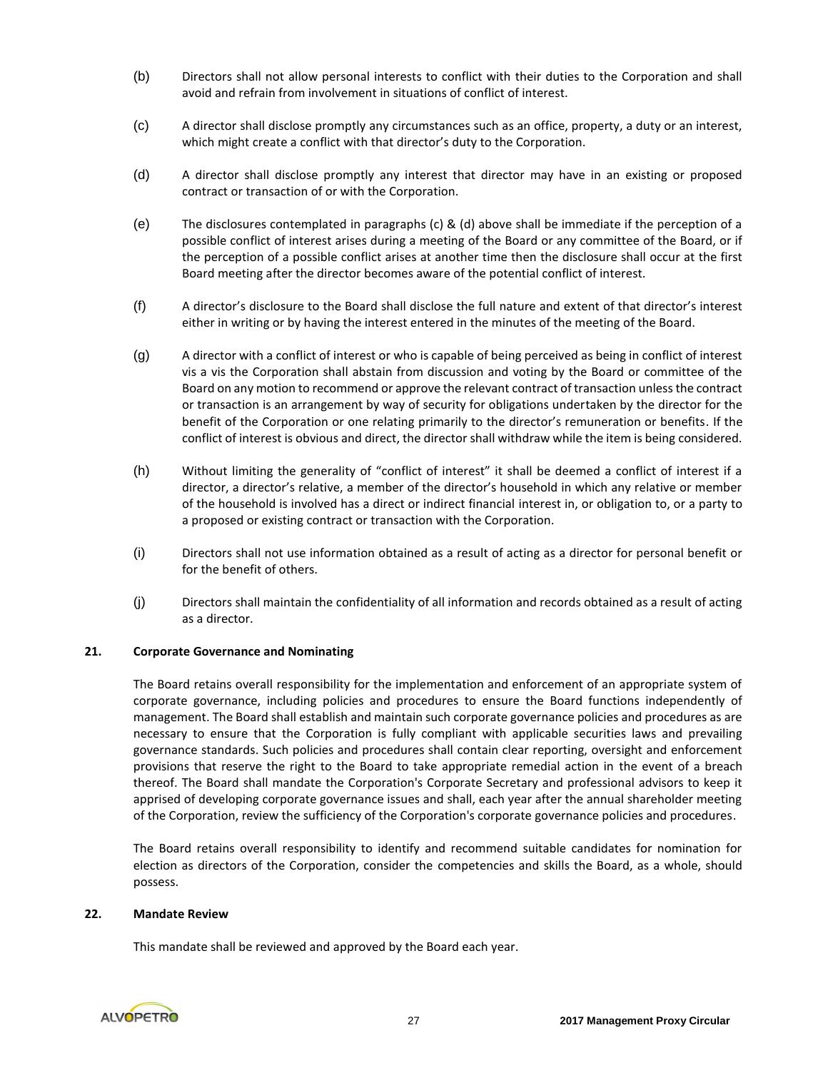(b) Directors shall not allow personal interests to conflict with their duties to the Corporation and shall avoid and refrain from involvement in situations of conflict of interest.

(c) A director shall disclose promptly any circumstances such as an office, property, a duty or an interest, which might create a conflict with that director's duty to the Corporation.

(d) A director shall disclose promptly any interest that director may have in an existing or proposed contract or transaction of or with the Corporation.

(e) The disclosures contemplated in paragraphs (c) & (d) above shall be immediate if the perception of a possible conflict of interest arises during a meeting of the Board or any committee of the Board, or if the perception of a possible conflict arises at another time then the disclosure shall occur at the first Board meeting after the director becomes aware of the potential conflict of interest.

(f) A director's disclosure to the Board shall disclose the full nature and extent of that director's interest either in writing or by having the interest entered in the minutes of the meeting of the Board.

(g) A director with a conflict of interest or who is capable of being perceived as being in conflict of interest vis a vis the Corporation shall abstain from discussion and voting by the Board or committee of the Board on any motion to recommend or approve the relevant contract of transaction unless the contract or transaction is an arrangement by way of security for obligations undertaken by the director for the benefit of the Corporation or one relating primarily to the director's remuneration or benefits. If the conflict of interest is obvious and direct, the director shall withdraw while the item is being considered.

(h) Without limiting the generality of "conflict of interest" it shall be deemed a conflict of interest if a director, a director's relative, a member of the director's household in which any relative or member of the household is involved has a direct or indirect financial interest in, or obligation to, or a party to a proposed or existing contract or transaction with the Corporation.

(i) Directors shall not use information obtained as a result of acting as a director for personal benefit or for the benefit of others.

(j) Directors shall maintain the confidentiality of all information and records obtained as a result of acting as a director.

**21. Corporate Governance and Nominating**

The Board retains overall responsibility for the implementation and enforcement of an appropriate system of corporate governance, including policies and procedures to ensure the Board functions independently of management. The Board shall establish and maintain such corporate governance policies and procedures as are necessary to ensure that the Corporation is fully compliant with applicable securities laws and prevailing governance standards. Such policies and procedures shall contain clear reporting, oversight and enforcement provisions that reserve the right to the Board to take appropriate remedial action in the event of a breach thereof. The Board shall mandate the Corporation's Corporate Secretary and professional advisors to keep it apprised of developing corporate governance issues and shall, each year after the annual shareholder meeting of the Corporation, review the sufficiency of the Corporation's corporate governance policies and procedures.

The Board retains overall responsibility to identify and recommend suitable candidates for nomination for election as directors of the Corporation, consider the competencies and skills the Board, as a whole, should possess.

**22. Mandate Review**

This mandate shall be reviewed and approved by the Board each year.